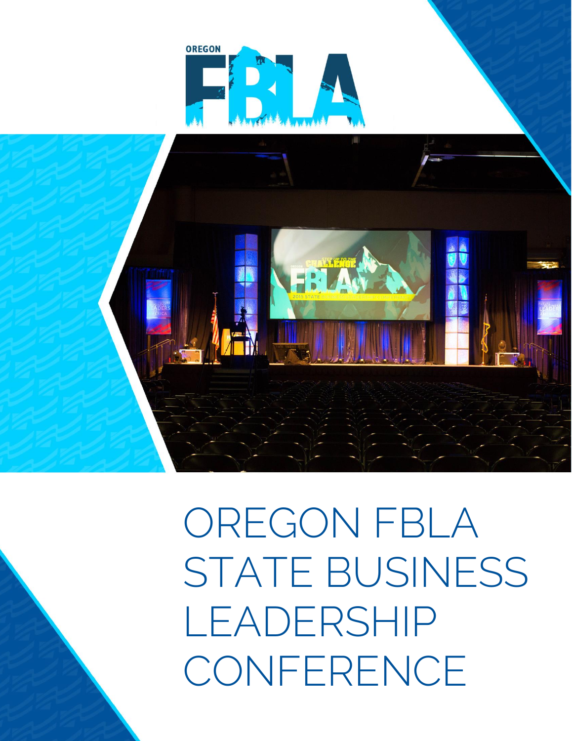# OREGON FBLA STATE BUSINESS LEADERSHIP CONFERENCE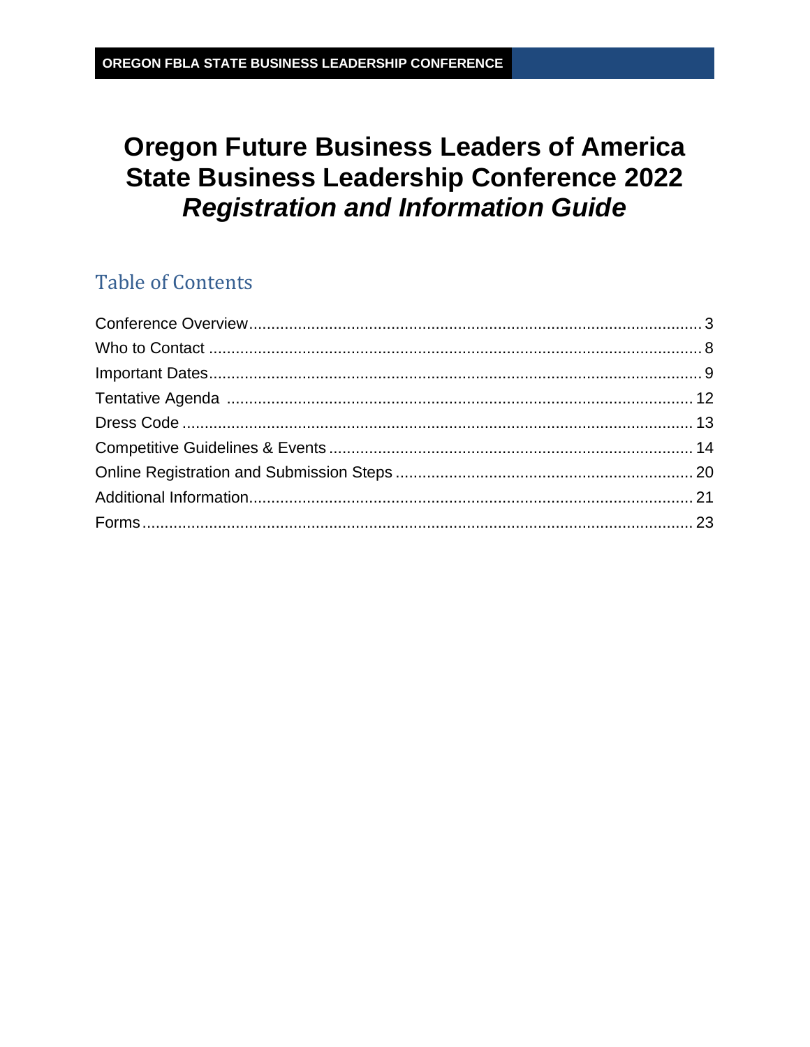# Oregon Future Business Leaders of America State Business Leadership Conference 2022 *Registration and Information Guide*

## Table of Contents

Conference Overview ........................................................ 3
Who to Contact ........................................................ 8
Important Dates ........................................................ 9
Tentative Agenda ........................................................ 12
Dress Code ........................................................ 13
Competitive Guidelines & Events ........................................................ 14
Online Registration and Submission Steps ........................................................ 20
Additional Information ........................................................ 21
Forms ........................................................ 23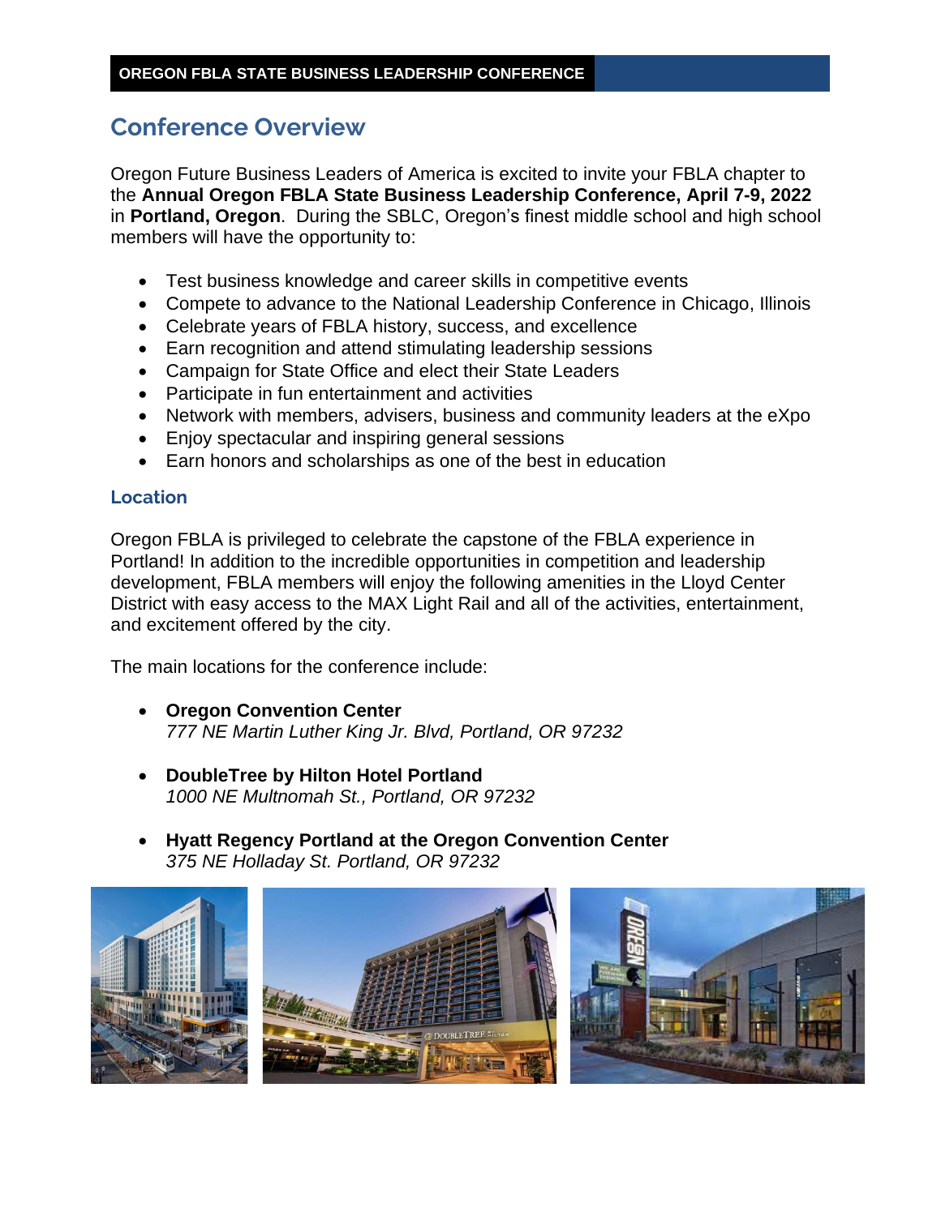## Conference Overview

Oregon Future Business Leaders of America is excited to invite your FBLA chapter to the **Annual Oregon FBLA State Business Leadership Conference, April 7-9, 2022** in **Portland, Oregon**. During the SBLC, Oregon's finest middle school and high school members will have the opportunity to:

- Test business knowledge and career skills in competitive events
- Compete to advance to the National Leadership Conference in Chicago, Illinois
- Celebrate years of FBLA history, success, and excellence
- Earn recognition and attend stimulating leadership sessions
- Campaign for State Office and elect their State Leaders
- Participate in fun entertainment and activities
- Network with members, advisers, business and community leaders at the eXpo
- Enjoy spectacular and inspiring general sessions
- Earn honors and scholarships as one of the best in education

### Location

Oregon FBLA is privileged to celebrate the capstone of the FBLA experience in Portland! In addition to the incredible opportunities in competition and leadership development, FBLA members will enjoy the following amenities in the Lloyd Center District with easy access to the MAX Light Rail and all of the activities, entertainment, and excitement offered by the city.

The main locations for the conference include:

- **Oregon Convention Center**
  *777 NE Martin Luther King Jr. Blvd, Portland, OR 97232*

- **DoubleTree by Hilton Hotel Portland**
  *1000 NE Multnomah St., Portland, OR 97232*

- **Hyatt Regency Portland at the Oregon Convention Center**
  *375 NE Holladay St. Portland, OR 97232*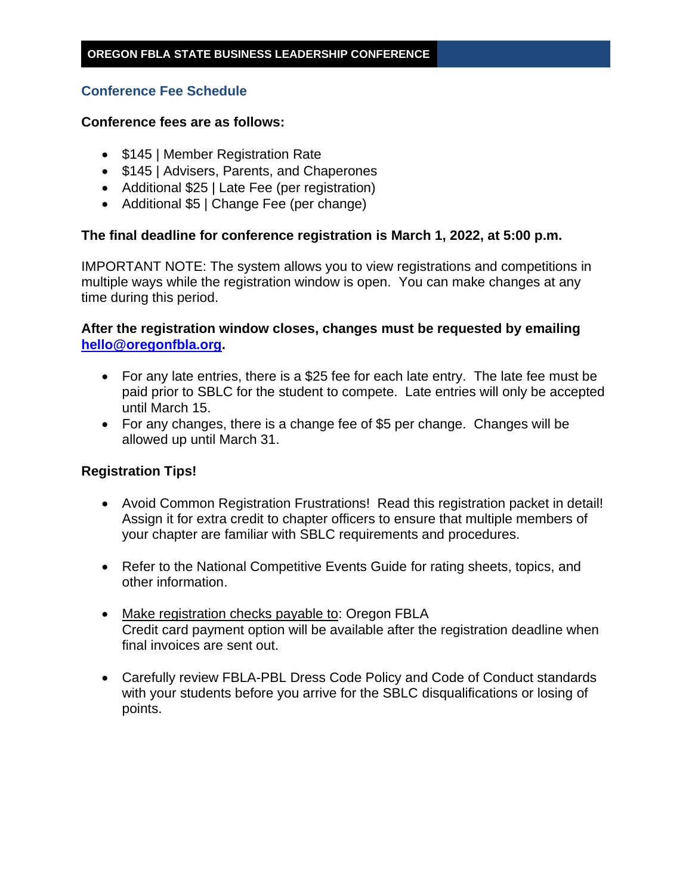## Conference Fee Schedule

**Conference fees are as follows:**

- $145 | Member Registration Rate
- $145 | Advisers, Parents, and Chaperones
- Additional $25 | Late Fee (per registration)
- Additional $5 | Change Fee (per change)

**The final deadline for conference registration is March 1, 2022, at 5:00 p.m.**

IMPORTANT NOTE: The system allows you to view registrations and competitions in multiple ways while the registration window is open. You can make changes at any time during this period.

**After the registration window closes, changes must be requested by emailing [hello@oregonfbla.org](mailto:hello@oregonfbla.org).**

- For any late entries, there is a $25 fee for each late entry. The late fee must be paid prior to SBLC for the student to compete. Late entries will only be accepted until March 15.
- For any changes, there is a change fee of $5 per change. Changes will be allowed up until March 31.

**Registration Tips!**

- Avoid Common Registration Frustrations! Read this registration packet in detail! Assign it for extra credit to chapter officers to ensure that multiple members of your chapter are familiar with SBLC requirements and procedures.

- Refer to the National Competitive Events Guide for rating sheets, topics, and other information.

- Make registration checks payable to: Oregon FBLA
  Credit card payment option will be available after the registration deadline when final invoices are sent out.

- Carefully review FBLA-PBL Dress Code Policy and Code of Conduct standards with your students before you arrive for the SBLC disqualifications or losing of points.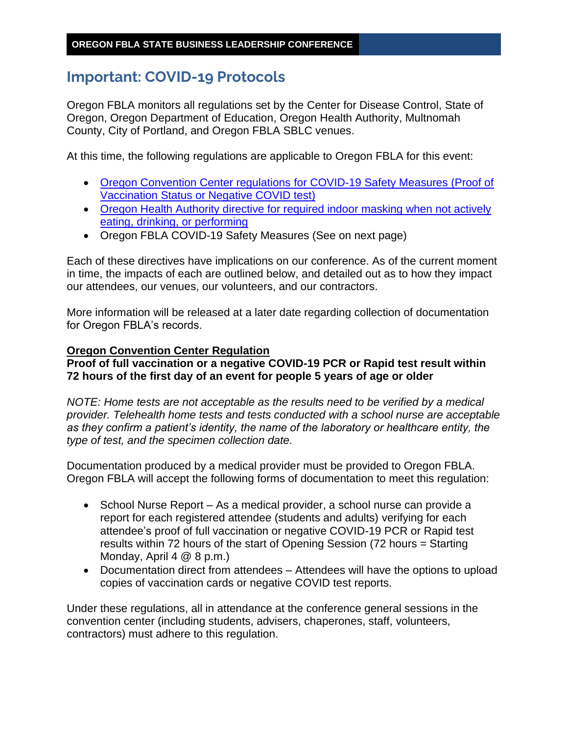## Important: COVID-19 Protocols

Oregon FBLA monitors all regulations set by the Center for Disease Control, State of Oregon, Oregon Department of Education, Oregon Health Authority, Multnomah County, City of Portland, and Oregon FBLA SBLC venues.

At this time, the following regulations are applicable to Oregon FBLA for this event:

- Oregon Convention Center regulations for COVID-19 Safety Measures (Proof of Vaccination Status or Negative COVID test)
- Oregon Health Authority directive for required indoor masking when not actively eating, drinking, or performing
- Oregon FBLA COVID-19 Safety Measures (See on next page)

Each of these directives have implications on our conference. As of the current moment in time, the impacts of each are outlined below, and detailed out as to how they impact our attendees, our venues, our volunteers, and our contractors.

More information will be released at a later date regarding collection of documentation for Oregon FBLA's records.

**Oregon Convention Center Regulation**

**Proof of full vaccination or a negative COVID-19 PCR or Rapid test result within 72 hours of the first day of an event for people 5 years of age or older**

*NOTE: Home tests are not acceptable as the results need to be verified by a medical provider. Telehealth home tests and tests conducted with a school nurse are acceptable as they confirm a patient's identity, the name of the laboratory or healthcare entity, the type of test, and the specimen collection date.*

Documentation produced by a medical provider must be provided to Oregon FBLA. Oregon FBLA will accept the following forms of documentation to meet this regulation:

- School Nurse Report – As a medical provider, a school nurse can provide a report for each registered attendee (students and adults) verifying for each attendee's proof of full vaccination or negative COVID-19 PCR or Rapid test results within 72 hours of the start of Opening Session (72 hours = Starting Monday, April 4 @ 8 p.m.)
- Documentation direct from attendees – Attendees will have the options to upload copies of vaccination cards or negative COVID test reports.

Under these regulations, all in attendance at the conference general sessions in the convention center (including students, advisers, chaperones, staff, volunteers, contractors) must adhere to this regulation.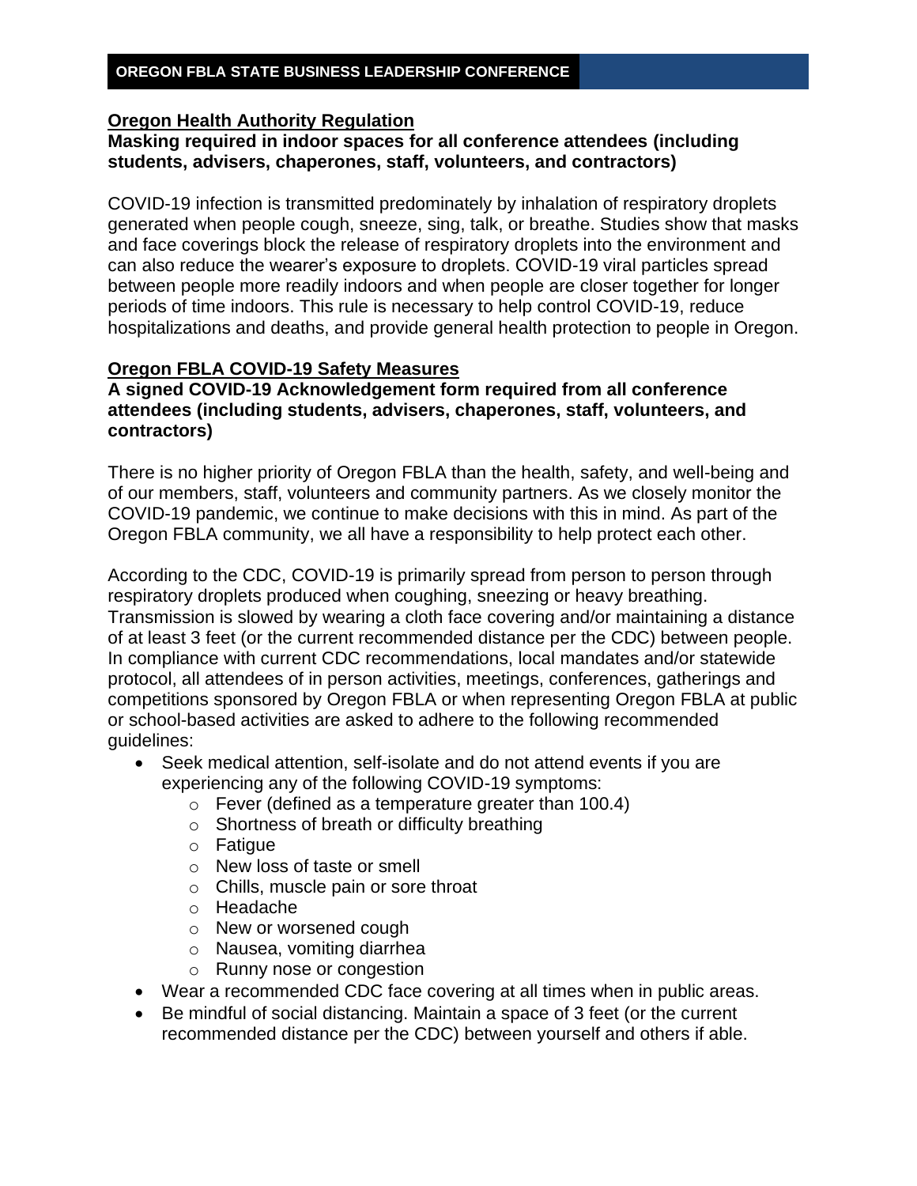**Oregon Health Authority Regulation**

**Masking required in indoor spaces for all conference attendees (including students, advisers, chaperones, staff, volunteers, and contractors)**

COVID-19 infection is transmitted predominately by inhalation of respiratory droplets generated when people cough, sneeze, sing, talk, or breathe. Studies show that masks and face coverings block the release of respiratory droplets into the environment and can also reduce the wearer's exposure to droplets. COVID-19 viral particles spread between people more readily indoors and when people are closer together for longer periods of time indoors. This rule is necessary to help control COVID-19, reduce hospitalizations and deaths, and provide general health protection to people in Oregon.

**Oregon FBLA COVID-19 Safety Measures**

**A signed COVID-19 Acknowledgement form required from all conference attendees (including students, advisers, chaperones, staff, volunteers, and contractors)**

There is no higher priority of Oregon FBLA than the health, safety, and well-being and of our members, staff, volunteers and community partners. As we closely monitor the COVID-19 pandemic, we continue to make decisions with this in mind. As part of the Oregon FBLA community, we all have a responsibility to help protect each other.

According to the CDC, COVID-19 is primarily spread from person to person through respiratory droplets produced when coughing, sneezing or heavy breathing. Transmission is slowed by wearing a cloth face covering and/or maintaining a distance of at least 3 feet (or the current recommended distance per the CDC) between people. In compliance with current CDC recommendations, local mandates and/or statewide protocol, all attendees of in person activities, meetings, conferences, gatherings and competitions sponsored by Oregon FBLA or when representing Oregon FBLA at public or school-based activities are asked to adhere to the following recommended guidelines:

- Seek medical attention, self-isolate and do not attend events if you are experiencing any of the following COVID-19 symptoms:
  - Fever (defined as a temperature greater than 100.4)
  - Shortness of breath or difficulty breathing
  - Fatigue
  - New loss of taste or smell
  - Chills, muscle pain or sore throat
  - Headache
  - New or worsened cough
  - Nausea, vomiting diarrhea
  - Runny nose or congestion
- Wear a recommended CDC face covering at all times when in public areas.
- Be mindful of social distancing. Maintain a space of 3 feet (or the current recommended distance per the CDC) between yourself and others if able.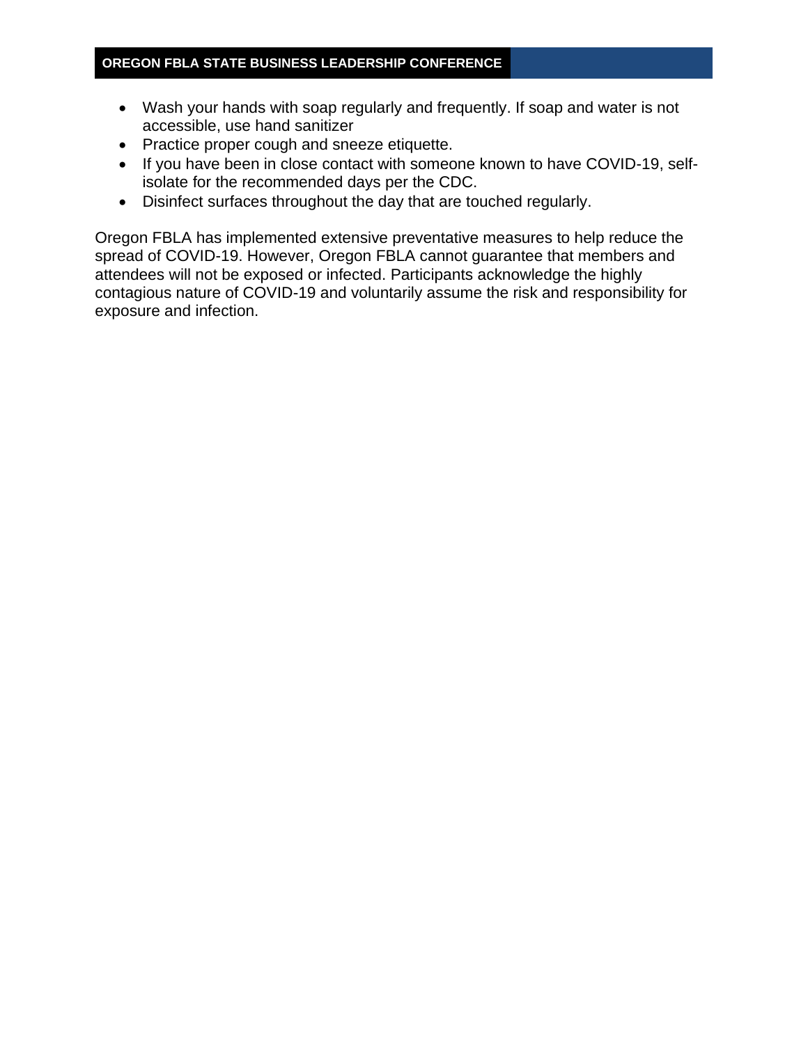- Wash your hands with soap regularly and frequently. If soap and water is not accessible, use hand sanitizer
- Practice proper cough and sneeze etiquette.
- If you have been in close contact with someone known to have COVID-19, self-isolate for the recommended days per the CDC.
- Disinfect surfaces throughout the day that are touched regularly.

Oregon FBLA has implemented extensive preventative measures to help reduce the spread of COVID-19. However, Oregon FBLA cannot guarantee that members and attendees will not be exposed or infected. Participants acknowledge the highly contagious nature of COVID-19 and voluntarily assume the risk and responsibility for exposure and infection.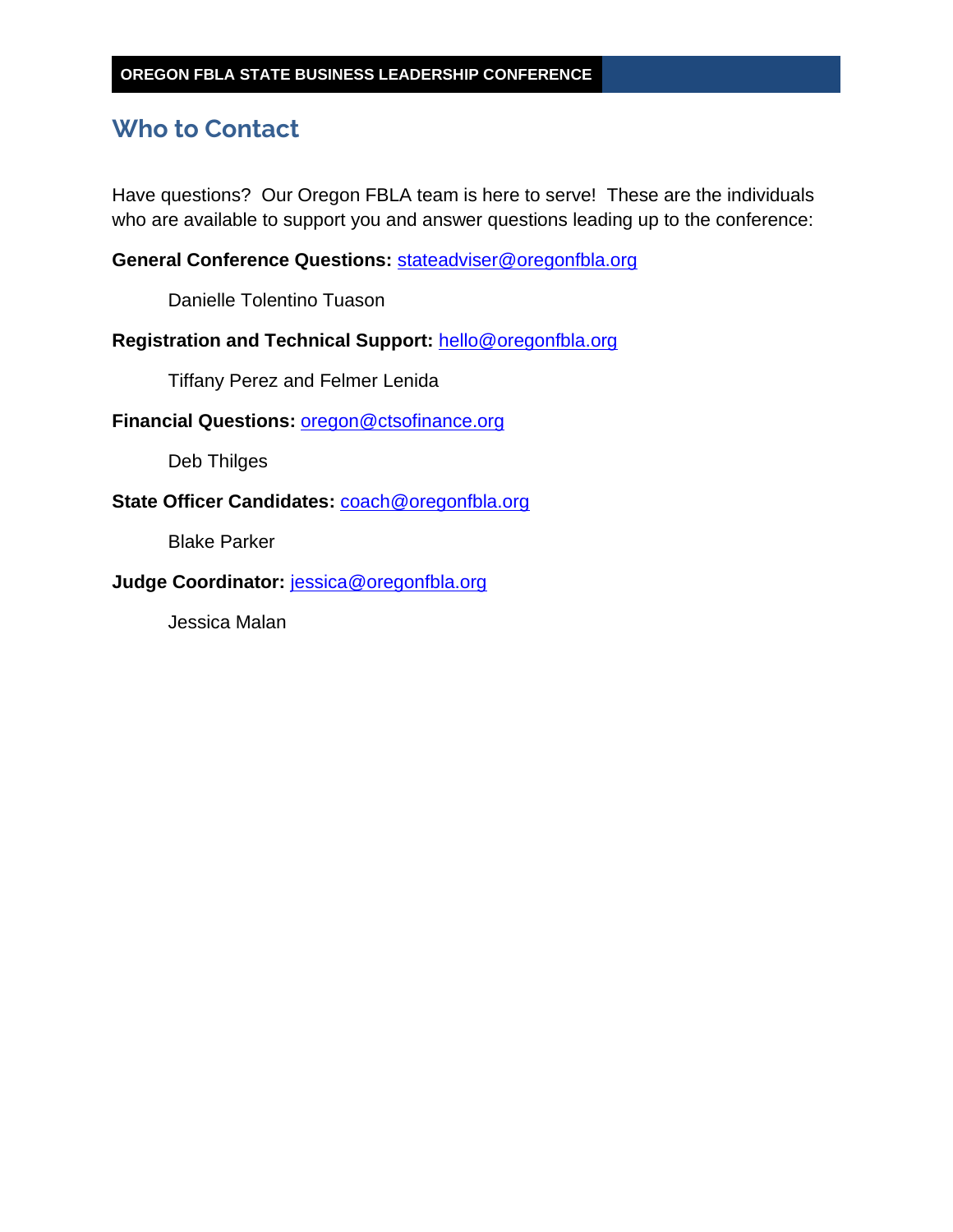## Who to Contact

Have questions? Our Oregon FBLA team is here to serve! These are the individuals who are available to support you and answer questions leading up to the conference:

**General Conference Questions:** stateadviser@oregonfbla.org

Danielle Tolentino Tuason

**Registration and Technical Support:** hello@oregonfbla.org

Tiffany Perez and Felmer Lenida

**Financial Questions:** oregon@ctsofinance.org

Deb Thilges

**State Officer Candidates:** coach@oregonfbla.org

Blake Parker

**Judge Coordinator:** jessica@oregonfbla.org

Jessica Malan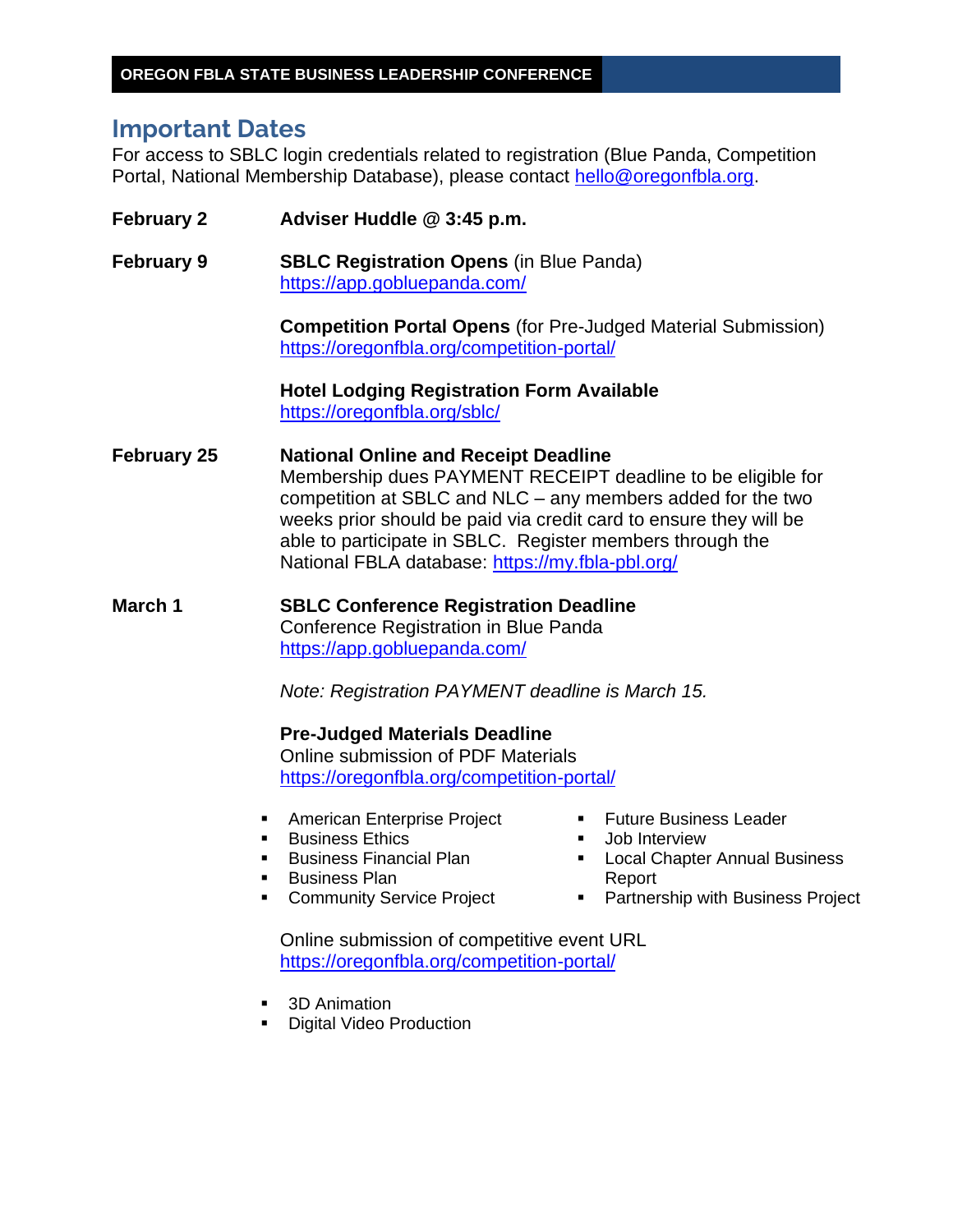## Important Dates

For access to SBLC login credentials related to registration (Blue Panda, Competition Portal, National Membership Database), please contact hello@oregonfbla.org.

**February 2** — **Adviser Huddle @ 3:45 p.m.**

**February 9** — **SBLC Registration Opens** (in Blue Panda)
https://app.gobluepanda.com/

**Competition Portal Opens** (for Pre-Judged Material Submission)
https://oregonfbla.org/competition-portal/

**Hotel Lodging Registration Form Available**
https://oregonfbla.org/sblc/

**February 25** — **National Online and Receipt Deadline**
Membership dues PAYMENT RECEIPT deadline to be eligible for competition at SBLC and NLC – any members added for the two weeks prior should be paid via credit card to ensure they will be able to participate in SBLC. Register members through the National FBLA database: https://my.fbla-pbl.org/

**March 1** — **SBLC Conference Registration Deadline**
Conference Registration in Blue Panda
https://app.gobluepanda.com/

*Note: Registration PAYMENT deadline is March 15.*

**Pre-Judged Materials Deadline**
Online submission of PDF Materials
https://oregonfbla.org/competition-portal/

- American Enterprise Project
- Business Ethics
- Business Financial Plan
- Business Plan
- Community Service Project
- Future Business Leader
- Job Interview
- Local Chapter Annual Business Report
- Partnership with Business Project

Online submission of competitive event URL
https://oregonfbla.org/competition-portal/

- 3D Animation
- Digital Video Production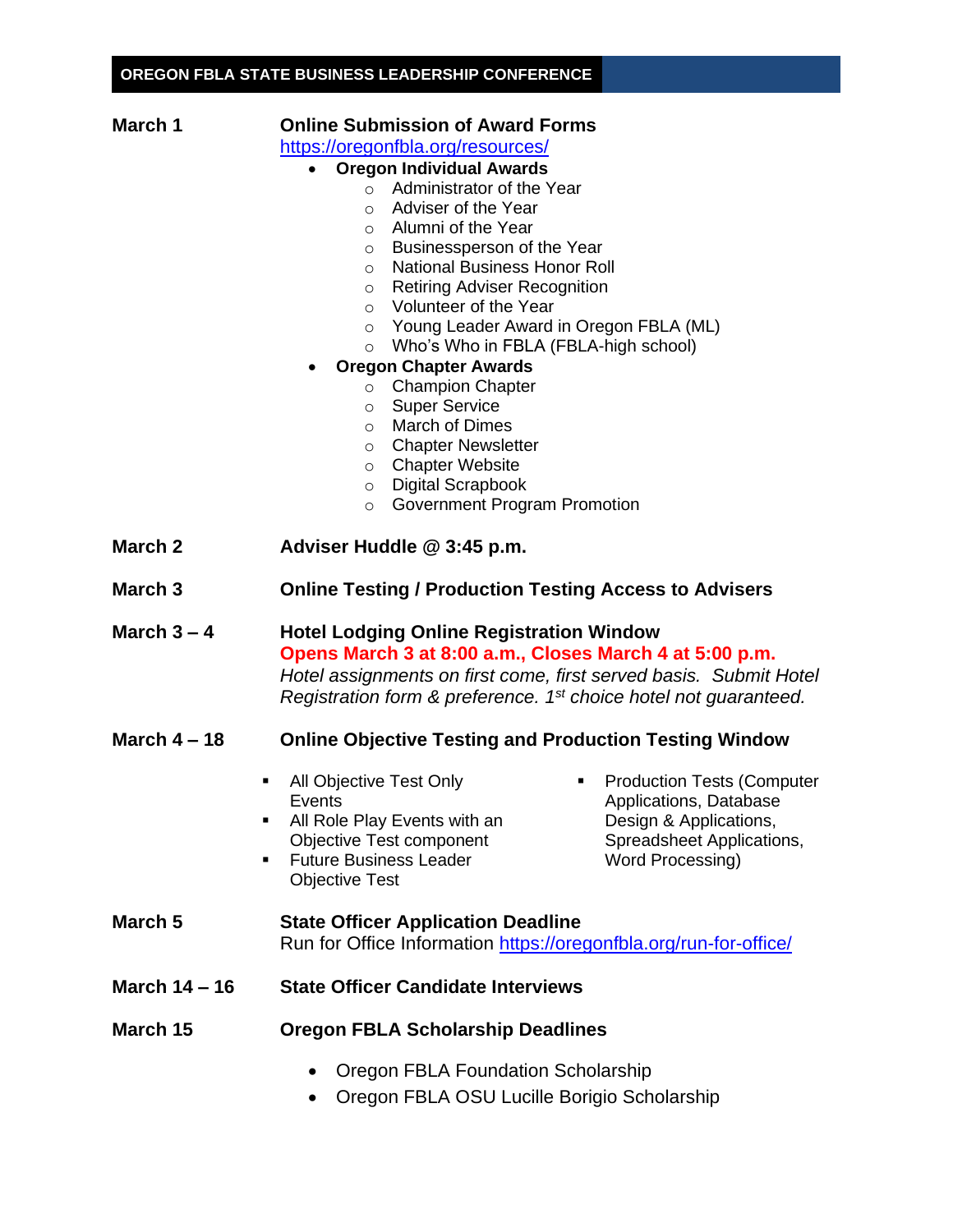## OREGON FBLA STATE BUSINESS LEADERSHIP CONFERENCE

**March 1** — **Online Submission of Award Forms**
https://oregonfbla.org/resources/

- **Oregon Individual Awards**
  - Administrator of the Year
  - Adviser of the Year
  - Alumni of the Year
  - Businessperson of the Year
  - National Business Honor Roll
  - Retiring Adviser Recognition
  - Volunteer of the Year
  - Young Leader Award in Oregon FBLA (ML)
  - Who's Who in FBLA (FBLA-high school)
- **Oregon Chapter Awards**
  - Champion Chapter
  - Super Service
  - March of Dimes
  - Chapter Newsletter
  - Chapter Website
  - Digital Scrapbook
  - Government Program Promotion

**March 2** — **Adviser Huddle @ 3:45 p.m.**

**March 3** — **Online Testing / Production Testing Access to Advisers**

**March 3 – 4** — **Hotel Lodging Online Registration Window**
**Opens March 3 at 8:00 a.m., Closes March 4 at 5:00 p.m.**
*Hotel assignments on first come, first served basis. Submit Hotel Registration form & preference. 1st choice hotel not guaranteed.*

**March 4 – 18** — **Online Objective Testing and Production Testing Window**

- All Objective Test Only Events
- All Role Play Events with an Objective Test component
- Future Business Leader Objective Test
- Production Tests (Computer Applications, Database Design & Applications, Spreadsheet Applications, Word Processing)

**March 5** — **State Officer Application Deadline**
Run for Office Information https://oregonfbla.org/run-for-office/

**March 14 – 16** — **State Officer Candidate Interviews**

**March 15** — **Oregon FBLA Scholarship Deadlines**

- Oregon FBLA Foundation Scholarship
- Oregon FBLA OSU Lucille Borigio Scholarship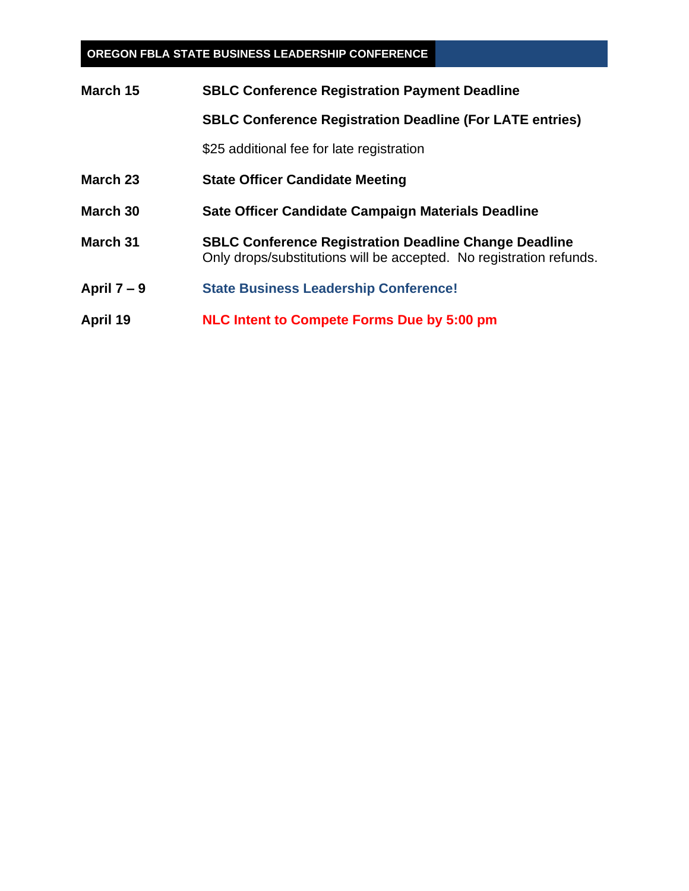## OREGON FBLA STATE BUSINESS LEADERSHIP CONFERENCE

| | |
|---|---|
| **March 15** | **SBLC Conference Registration Payment Deadline** |
| | **SBLC Conference Registration Deadline (For LATE entries)** |
| | $25 additional fee for late registration |
| **March 23** | **State Officer Candidate Meeting** |
| **March 30** | **Sate Officer Candidate Campaign Materials Deadline** |
| **March 31** | **SBLC Conference Registration Deadline Change Deadline** Only drops/substitutions will be accepted. No registration refunds. |
| **April 7 – 9** | **State Business Leadership Conference!** |
| **April 19** | **NLC Intent to Compete Forms Due by 5:00 pm** |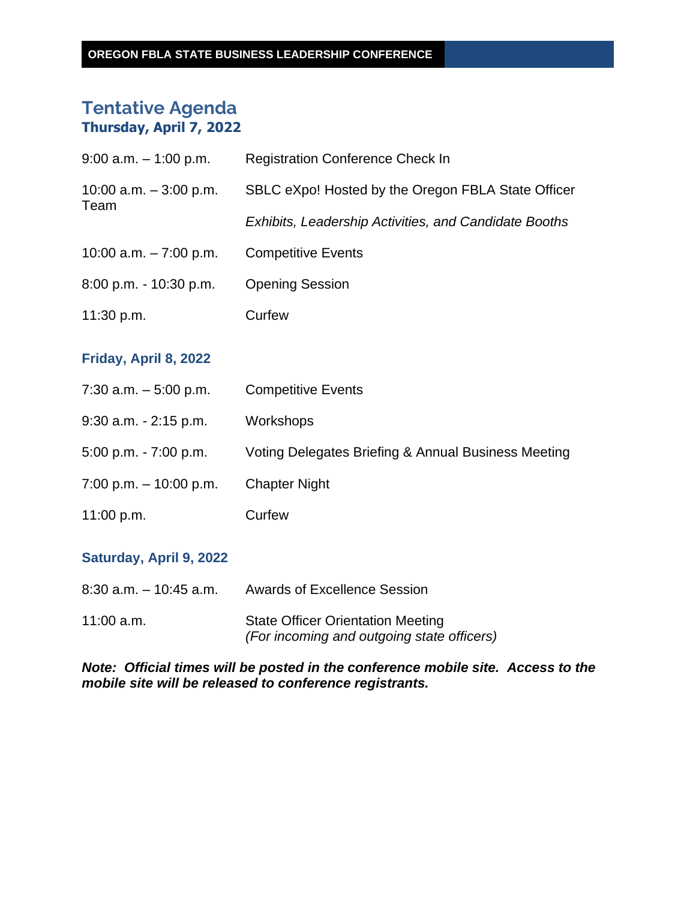OREGON FBLA STATE BUSINESS LEADERSHIP CONFERENCE

# Tentative Agenda

## Thursday, April 7, 2022

| | |
|---|---|
| 9:00 a.m. – 1:00 p.m. | Registration Conference Check In |
| 10:00 a.m. – 3:00 p.m. | SBLC eXpo! Hosted by the Oregon FBLA State Officer Team *Exhibits, Leadership Activities, and Candidate Booths* |
| 10:00 a.m. – 7:00 p.m. | Competitive Events |
| 8:00 p.m. - 10:30 p.m. | Opening Session |
| 11:30 p.m. | Curfew |

## Friday, April 8, 2022

| | |
|---|---|
| 7:30 a.m. – 5:00 p.m. | Competitive Events |
| 9:30 a.m. - 2:15 p.m. | Workshops |
| 5:00 p.m. - 7:00 p.m. | Voting Delegates Briefing & Annual Business Meeting |
| 7:00 p.m. – 10:00 p.m. | Chapter Night |
| 11:00 p.m. | Curfew |

## Saturday, April 9, 2022

| | |
|---|---|
| 8:30 a.m. – 10:45 a.m. | Awards of Excellence Session |
| 11:00 a.m. | State Officer Orientation Meeting *(For incoming and outgoing state officers)* |

***Note: Official times will be posted in the conference mobile site. Access to the mobile site will be released to conference registrants.***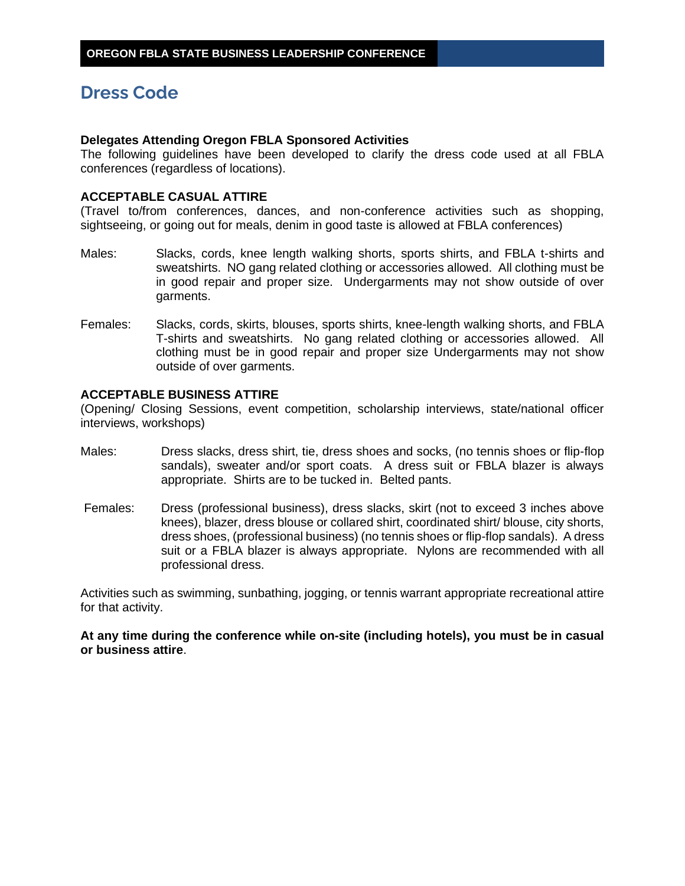# Dress Code

**Delegates Attending Oregon FBLA Sponsored Activities**
The following guidelines have been developed to clarify the dress code used at all FBLA conferences (regardless of locations).

**ACCEPTABLE CASUAL ATTIRE**
(Travel to/from conferences, dances, and non-conference activities such as shopping, sightseeing, or going out for meals, denim in good taste is allowed at FBLA conferences)

Males: Slacks, cords, knee length walking shorts, sports shirts, and FBLA t-shirts and sweatshirts. NO gang related clothing or accessories allowed. All clothing must be in good repair and proper size. Undergarments may not show outside of over garments.

Females: Slacks, cords, skirts, blouses, sports shirts, knee-length walking shorts, and FBLA T-shirts and sweatshirts. No gang related clothing or accessories allowed. All clothing must be in good repair and proper size Undergarments may not show outside of over garments.

**ACCEPTABLE BUSINESS ATTIRE**
(Opening/ Closing Sessions, event competition, scholarship interviews, state/national officer interviews, workshops)

Males: Dress slacks, dress shirt, tie, dress shoes and socks, (no tennis shoes or flip-flop sandals), sweater and/or sport coats. A dress suit or FBLA blazer is always appropriate. Shirts are to be tucked in. Belted pants.

Females: Dress (professional business), dress slacks, skirt (not to exceed 3 inches above knees), blazer, dress blouse or collared shirt, coordinated shirt/ blouse, city shorts, dress shoes, (professional business) (no tennis shoes or flip-flop sandals). A dress suit or a FBLA blazer is always appropriate. Nylons are recommended with all professional dress.

Activities such as swimming, sunbathing, jogging, or tennis warrant appropriate recreational attire for that activity.

**At any time during the conference while on-site (including hotels), you must be in casual or business attire**.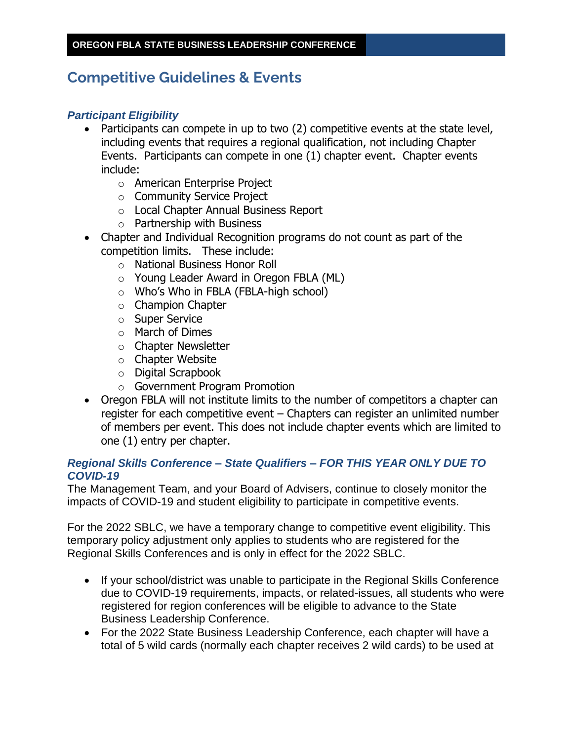## Competitive Guidelines & Events

### *Participant Eligibility*

- Participants can compete in up to two (2) competitive events at the state level, including events that requires a regional qualification, not including Chapter Events. Participants can compete in one (1) chapter event. Chapter events include:
  - American Enterprise Project
  - Community Service Project
  - Local Chapter Annual Business Report
  - Partnership with Business
- Chapter and Individual Recognition programs do not count as part of the competition limits. These include:
  - National Business Honor Roll
  - Young Leader Award in Oregon FBLA (ML)
  - Who's Who in FBLA (FBLA-high school)
  - Champion Chapter
  - Super Service
  - March of Dimes
  - Chapter Newsletter
  - Chapter Website
  - Digital Scrapbook
  - Government Program Promotion
- Oregon FBLA will not institute limits to the number of competitors a chapter can register for each competitive event – Chapters can register an unlimited number of members per event. This does not include chapter events which are limited to one (1) entry per chapter.

### *Regional Skills Conference – State Qualifiers – FOR THIS YEAR ONLY DUE TO COVID-19*

The Management Team, and your Board of Advisers, continue to closely monitor the impacts of COVID-19 and student eligibility to participate in competitive events.

For the 2022 SBLC, we have a temporary change to competitive event eligibility. This temporary policy adjustment only applies to students who are registered for the Regional Skills Conferences and is only in effect for the 2022 SBLC.

- If your school/district was unable to participate in the Regional Skills Conference due to COVID-19 requirements, impacts, or related-issues, all students who were registered for region conferences will be eligible to advance to the State Business Leadership Conference.
- For the 2022 State Business Leadership Conference, each chapter will have a total of 5 wild cards (normally each chapter receives 2 wild cards) to be used at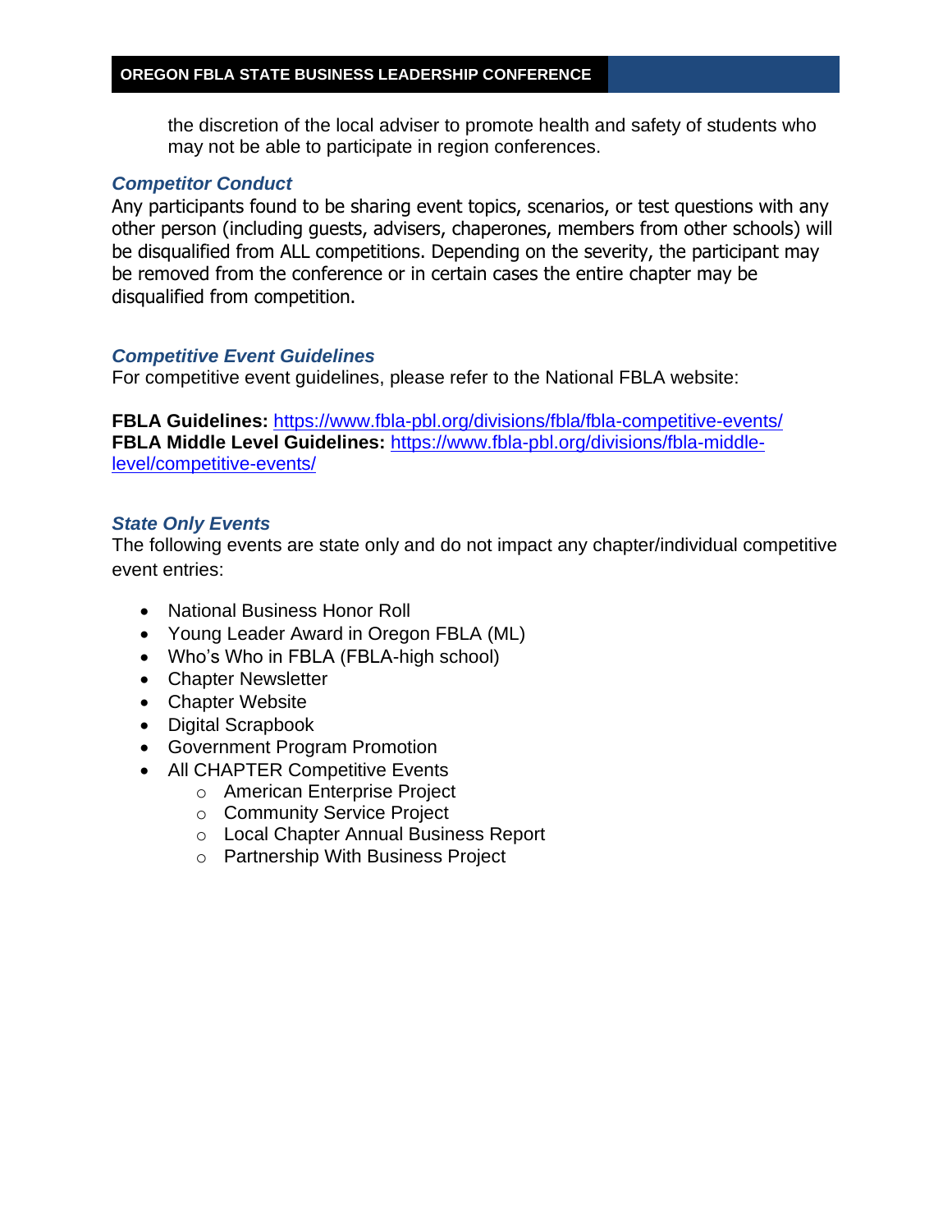the discretion of the local adviser to promote health and safety of students who may not be able to participate in region conferences.

### *Competitor Conduct*

Any participants found to be sharing event topics, scenarios, or test questions with any other person (including guests, advisers, chaperones, members from other schools) will be disqualified from ALL competitions. Depending on the severity, the participant may be removed from the conference or in certain cases the entire chapter may be disqualified from competition.

### *Competitive Event Guidelines*

For competitive event guidelines, please refer to the National FBLA website:

**FBLA Guidelines:** https://www.fbla-pbl.org/divisions/fbla/fbla-competitive-events/
**FBLA Middle Level Guidelines:** https://www.fbla-pbl.org/divisions/fbla-middle-level/competitive-events/

### *State Only Events*

The following events are state only and do not impact any chapter/individual competitive event entries:

- National Business Honor Roll
- Young Leader Award in Oregon FBLA (ML)
- Who's Who in FBLA (FBLA-high school)
- Chapter Newsletter
- Chapter Website
- Digital Scrapbook
- Government Program Promotion
- All CHAPTER Competitive Events
  - American Enterprise Project
  - Community Service Project
  - Local Chapter Annual Business Report
  - Partnership With Business Project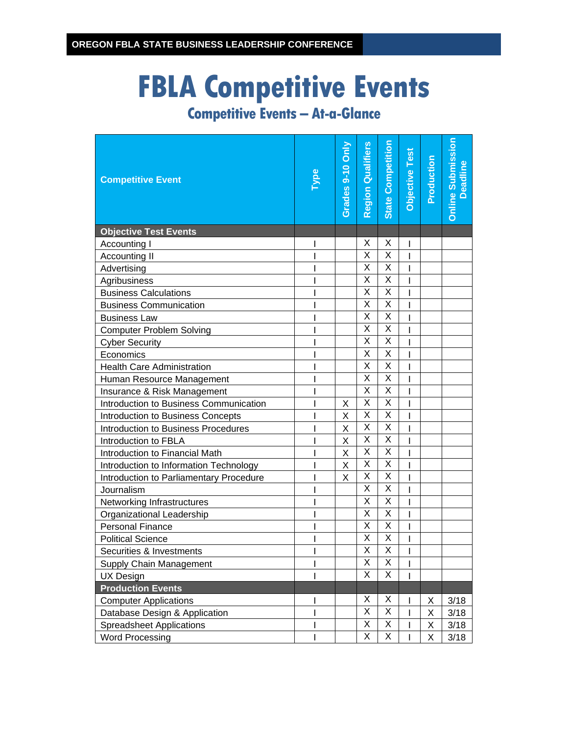OREGON FBLA STATE BUSINESS LEADERSHIP CONFERENCE

# FBLA Competitive Events

## Competitive Events – At-a-Glance

| Competitive Event | Type | Grades 9-10 Only | Region Qualifiers | State Competition | Objective Test | Production | Online Submission Deadline |
|---|---|---|---|---|---|---|---|
| **Objective Test Events** | | | | | | | |
| Accounting I | I | | X | X | I | | |
| Accounting II | I | | X | X | I | | |
| Advertising | I | | X | X | I | | |
| Agribusiness | I | | X | X | I | | |
| Business Calculations | I | | X | X | I | | |
| Business Communication | I | | X | X | I | | |
| Business Law | I | | X | X | I | | |
| Computer Problem Solving | I | | X | X | I | | |
| Cyber Security | I | | X | X | I | | |
| Economics | I | | X | X | I | | |
| Health Care Administration | I | | X | X | I | | |
| Human Resource Management | I | | X | X | I | | |
| Insurance & Risk Management | I | | X | X | I | | |
| Introduction to Business Communication | I | X | X | X | I | | |
| Introduction to Business Concepts | I | X | X | X | I | | |
| Introduction to Business Procedures | I | X | X | X | I | | |
| Introduction to FBLA | I | X | X | X | I | | |
| Introduction to Financial Math | I | X | X | X | I | | |
| Introduction to Information Technology | I | X | X | X | I | | |
| Introduction to Parliamentary Procedure | I | X | X | X | I | | |
| Journalism | I | | X | X | I | | |
| Networking Infrastructures | I | | X | X | I | | |
| Organizational Leadership | I | | X | X | I | | |
| Personal Finance | I | | X | X | I | | |
| Political Science | I | | X | X | I | | |
| Securities & Investments | I | | X | X | I | | |
| Supply Chain Management | I | | X | X | I | | |
| UX Design | I | | X | X | I | | |
| **Production Events** | | | | | | | |
| Computer Applications | I | | X | X | I | X | 3/18 |
| Database Design & Application | I | | X | X | I | X | 3/18 |
| Spreadsheet Applications | I | | X | X | I | X | 3/18 |
| Word Processing | I | | X | X | I | X | 3/18 |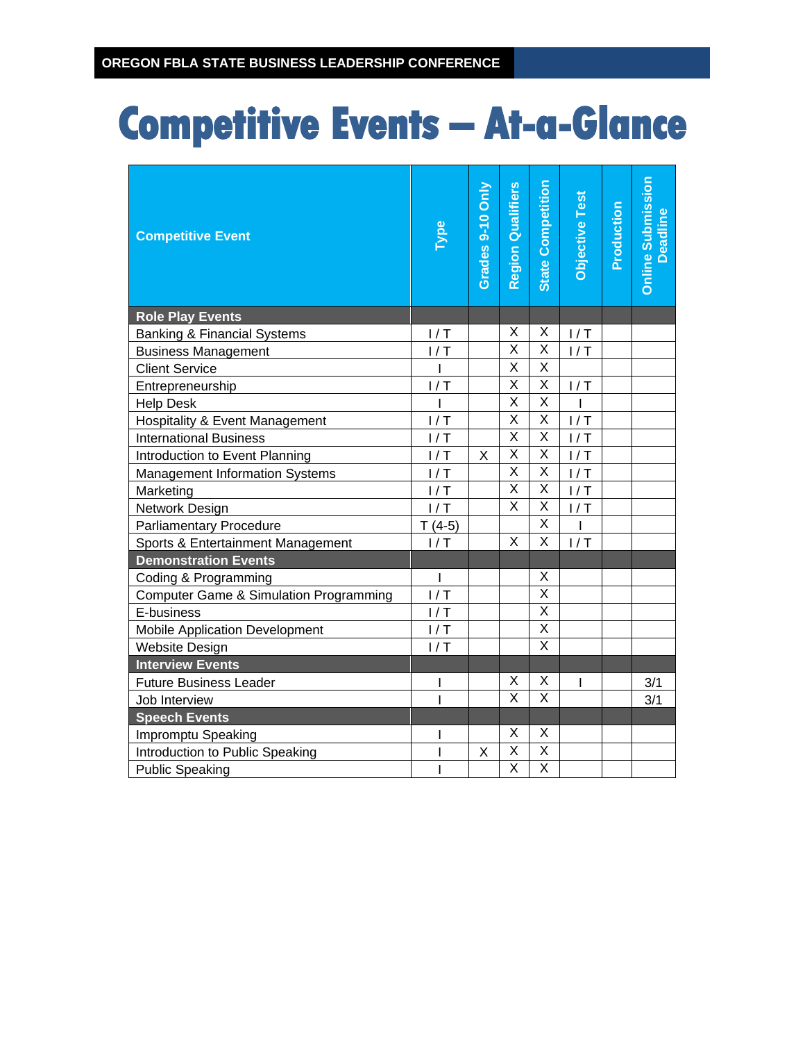OREGON FBLA STATE BUSINESS LEADERSHIP CONFERENCE

# Competitive Events – At-a-Glance

| Competitive Event | Type | Grades 9-10 Only | Region Qualifiers | State Competition | Objective Test | Production | Online Submission Deadline |
|---|---|---|---|---|---|---|---|
| **Role Play Events** | | | | | | | |
| Banking & Financial Systems | I / T | | X | X | I / T | | |
| Business Management | I / T | | X | X | I / T | | |
| Client Service | I | | X | X | | | |
| Entrepreneurship | I / T | | X | X | I / T | | |
| Help Desk | I | | X | X | I | | |
| Hospitality & Event Management | I / T | | X | X | I / T | | |
| International Business | I / T | | X | X | I / T | | |
| Introduction to Event Planning | I / T | X | X | X | I / T | | |
| Management Information Systems | I / T | | X | X | I / T | | |
| Marketing | I / T | | X | X | I / T | | |
| Network Design | I / T | | X | X | I / T | | |
| Parliamentary Procedure | T (4-5) | | | X | I | | |
| Sports & Entertainment Management | I / T | | X | X | I / T | | |
| **Demonstration Events** | | | | | | | |
| Coding & Programming | I | | | X | | | |
| Computer Game & Simulation Programming | I / T | | | X | | | |
| E-business | I / T | | | X | | | |
| Mobile Application Development | I / T | | | X | | | |
| Website Design | I / T | | | X | | | |
| **Interview Events** | | | | | | | |
| Future Business Leader | I | | X | X | I | | 3/1 |
| Job Interview | I | | X | X | | | 3/1 |
| **Speech Events** | | | | | | | |
| Impromptu Speaking | I | | X | X | | | |
| Introduction to Public Speaking | I | X | X | X | | | |
| Public Speaking | I | | X | X | | | |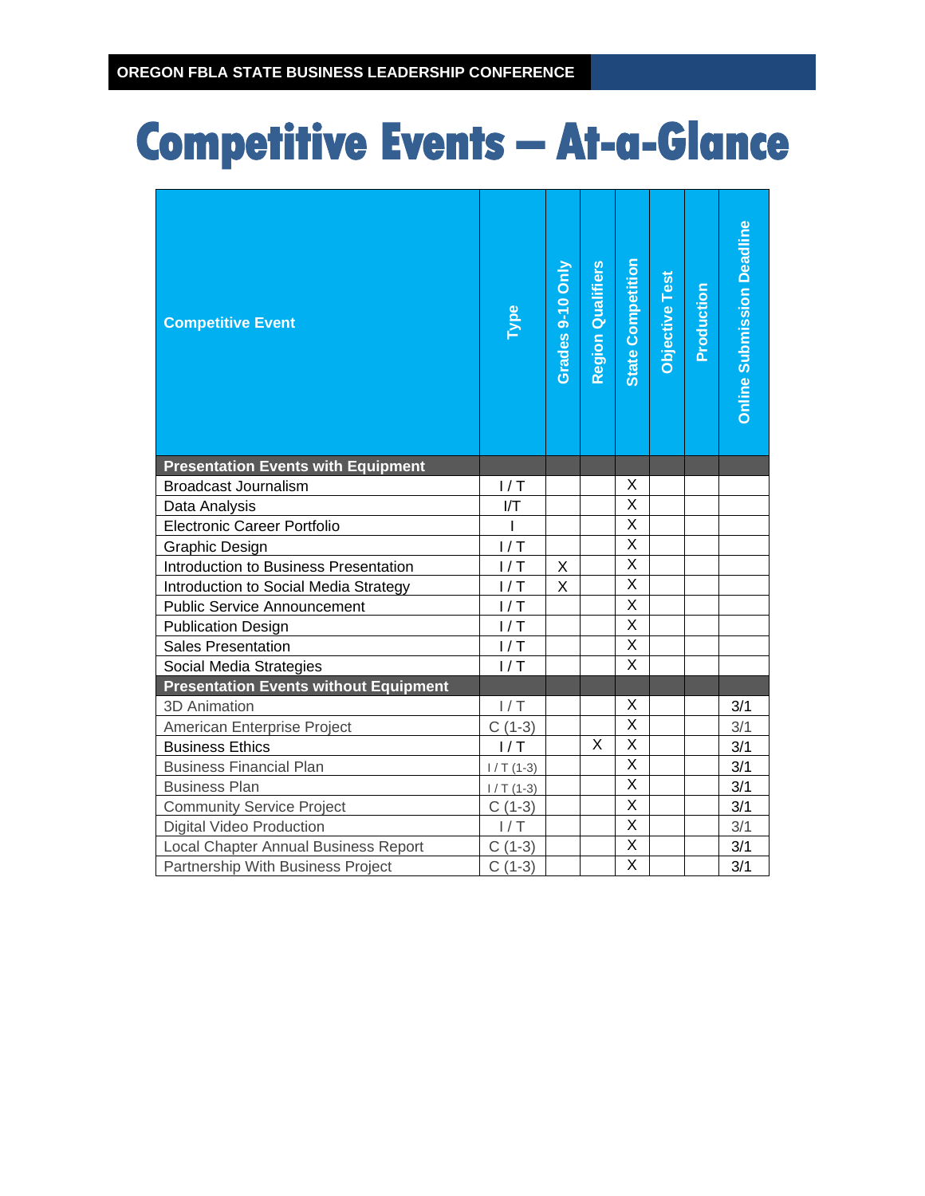OREGON FBLA STATE BUSINESS LEADERSHIP CONFERENCE

# Competitive Events – At-a-Glance

| Competitive Event | Type | Grades 9-10 Only | Region Qualifiers | State Competition | Objective Test | Production | Online Submission Deadline |
|---|---|---|---|---|---|---|---|
| **Presentation Events with Equipment** | | | | | | | |
| Broadcast Journalism | I / T | | | X | | | |
| Data Analysis | I/T | | | X | | | |
| Electronic Career Portfolio | I | | | X | | | |
| Graphic Design | I / T | | | X | | | |
| Introduction to Business Presentation | I / T | X | | X | | | |
| Introduction to Social Media Strategy | I / T | X | | X | | | |
| Public Service Announcement | I / T | | | X | | | |
| Publication Design | I / T | | | X | | | |
| Sales Presentation | I / T | | | X | | | |
| Social Media Strategies | I / T | | | X | | | |
| **Presentation Events without Equipment** | | | | | | | |
| 3D Animation | I / T | | | X | | | 3/1 |
| American Enterprise Project | C (1-3) | | | X | | | 3/1 |
| Business Ethics | I / T | | X | X | | | 3/1 |
| Business Financial Plan | I / T (1-3) | | | X | | | 3/1 |
| Business Plan | I / T (1-3) | | | X | | | 3/1 |
| Community Service Project | C (1-3) | | | X | | | 3/1 |
| Digital Video Production | I / T | | | X | | | 3/1 |
| Local Chapter Annual Business Report | C (1-3) | | | X | | | 3/1 |
| Partnership With Business Project | C (1-3) | | | X | | | 3/1 |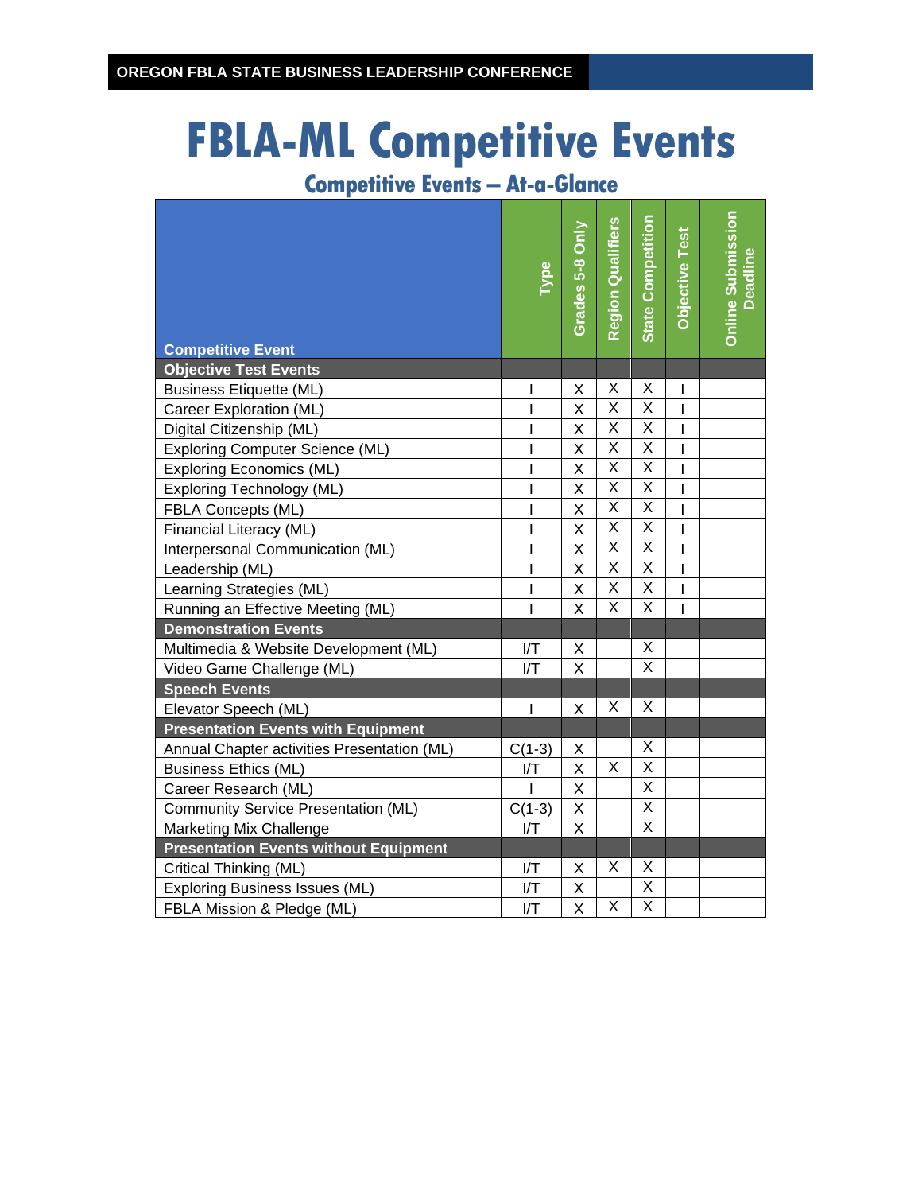OREGON FBLA STATE BUSINESS LEADERSHIP CONFERENCE

# FBLA-ML Competitive Events

## Competitive Events – At-a-Glance

| Competitive Event | Type | Grades 5-8 Only | Region Qualifiers | State Competition | Objective Test | Online Submission Deadline |
|---|---|---|---|---|---|---|
| **Objective Test Events** | | | | | | |
| Business Etiquette (ML) | I | X | X | X | I | |
| Career Exploration (ML) | I | X | X | X | I | |
| Digital Citizenship (ML) | I | X | X | X | I | |
| Exploring Computer Science (ML) | I | X | X | X | I | |
| Exploring Economics (ML) | I | X | X | X | I | |
| Exploring Technology (ML) | I | X | X | X | I | |
| FBLA Concepts (ML) | I | X | X | X | I | |
| Financial Literacy (ML) | I | X | X | X | I | |
| Interpersonal Communication (ML) | I | X | X | X | I | |
| Leadership (ML) | I | X | X | X | I | |
| Learning Strategies (ML) | I | X | X | X | I | |
| Running an Effective Meeting (ML) | I | X | X | X | I | |
| **Demonstration Events** | | | | | | |
| Multimedia & Website Development (ML) | I/T | X | | X | | |
| Video Game Challenge (ML) | I/T | X | | X | | |
| **Speech Events** | | | | | | |
| Elevator Speech (ML) | I | X | X | X | | |
| **Presentation Events with Equipment** | | | | | | |
| Annual Chapter activities Presentation (ML) | C(1-3) | X | | X | | |
| Business Ethics (ML) | I/T | X | X | X | | |
| Career Research (ML) | I | X | | X | | |
| Community Service Presentation (ML) | C(1-3) | X | | X | | |
| Marketing Mix Challenge | I/T | X | | X | | |
| **Presentation Events without Equipment** | | | | | | |
| Critical Thinking (ML) | I/T | X | X | X | | |
| Exploring Business Issues (ML) | I/T | X | | X | | |
| FBLA Mission & Pledge (ML) | I/T | X | X | X | | |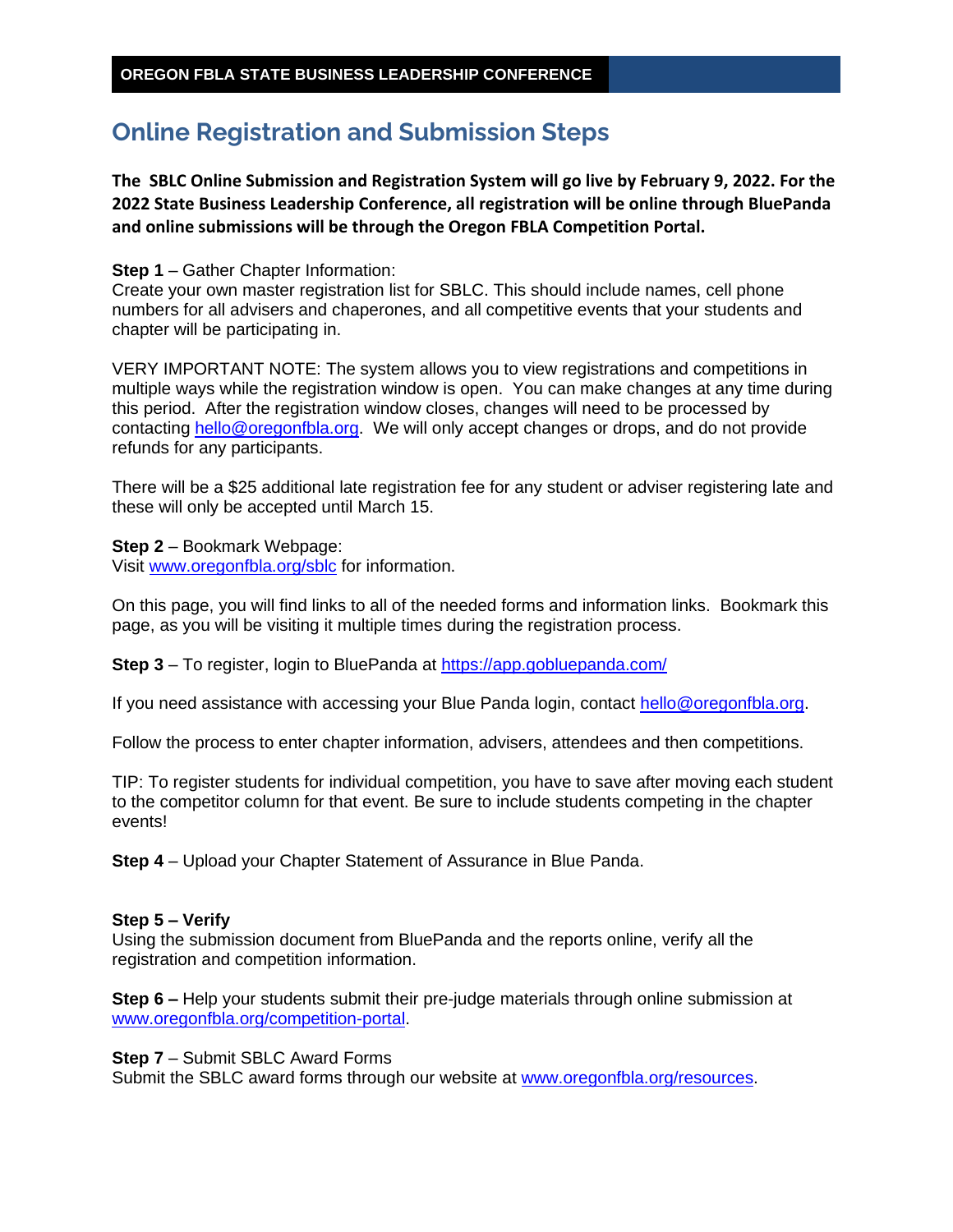OREGON FBLA STATE BUSINESS LEADERSHIP CONFERENCE

# Online Registration and Submission Steps

**The SBLC Online Submission and Registration System will go live by February 9, 2022. For the 2022 State Business Leadership Conference, all registration will be online through BluePanda and online submissions will be through the Oregon FBLA Competition Portal.**

**Step 1** – Gather Chapter Information:
Create your own master registration list for SBLC. This should include names, cell phone numbers for all advisers and chaperones, and all competitive events that your students and chapter will be participating in.

VERY IMPORTANT NOTE: The system allows you to view registrations and competitions in multiple ways while the registration window is open. You can make changes at any time during this period. After the registration window closes, changes will need to be processed by contacting hello@oregonfbla.org. We will only accept changes or drops, and do not provide refunds for any participants.

There will be a $25 additional late registration fee for any student or adviser registering late and these will only be accepted until March 15.

**Step 2** – Bookmark Webpage:
Visit www.oregonfbla.org/sblc for information.

On this page, you will find links to all of the needed forms and information links. Bookmark this page, as you will be visiting it multiple times during the registration process.

**Step 3** – To register, login to BluePanda at https://app.gobluepanda.com/

If you need assistance with accessing your Blue Panda login, contact hello@oregonfbla.org.

Follow the process to enter chapter information, advisers, attendees and then competitions.

TIP: To register students for individual competition, you have to save after moving each student to the competitor column for that event. Be sure to include students competing in the chapter events!

**Step 4** – Upload your Chapter Statement of Assurance in Blue Panda.

**Step 5 – Verify**
Using the submission document from BluePanda and the reports online, verify all the registration and competition information.

**Step 6 –** Help your students submit their pre-judge materials through online submission at www.oregonfbla.org/competition-portal.

**Step 7** – Submit SBLC Award Forms
Submit the SBLC award forms through our website at www.oregonfbla.org/resources.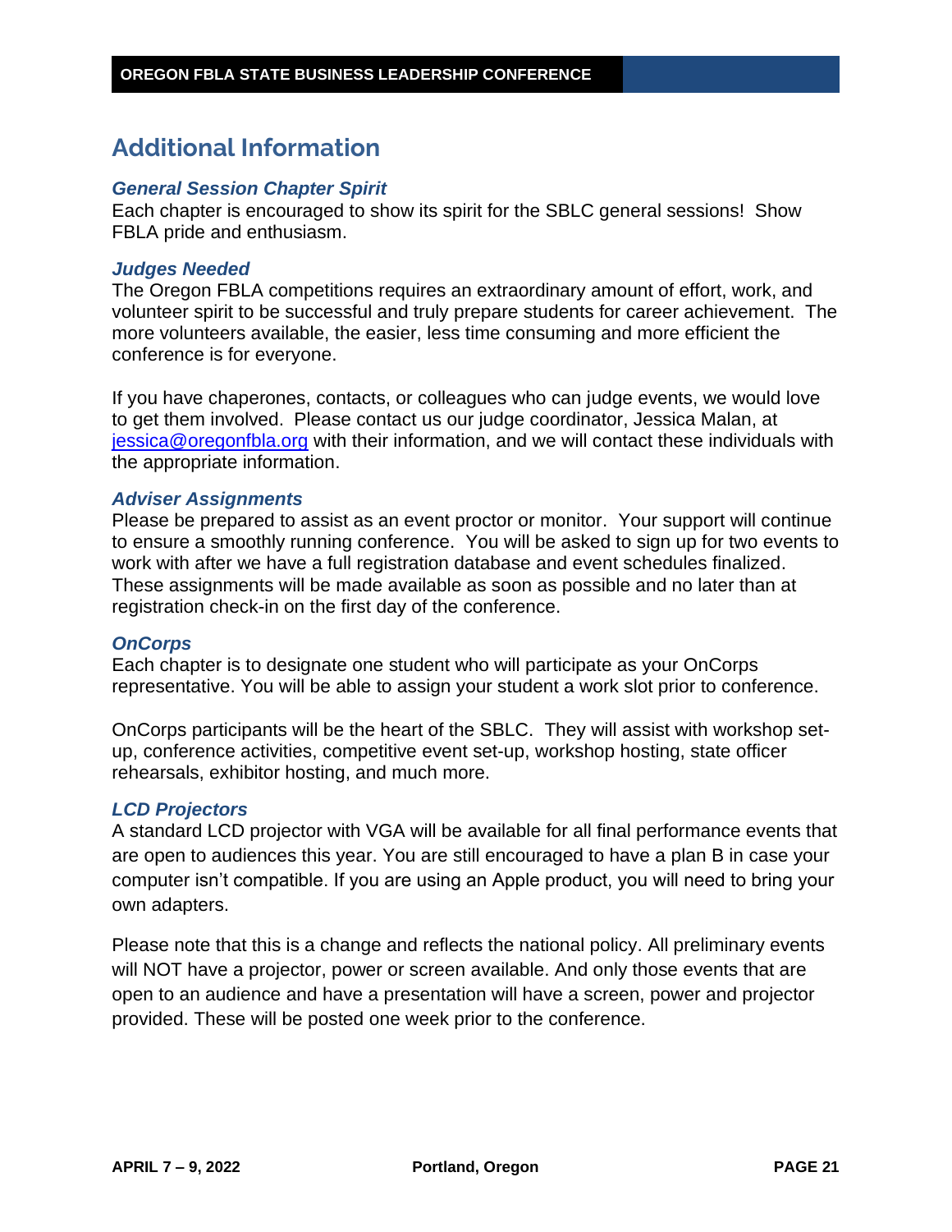# Additional Information

### *General Session Chapter Spirit*

Each chapter is encouraged to show its spirit for the SBLC general sessions! Show FBLA pride and enthusiasm.

### *Judges Needed*

The Oregon FBLA competitions requires an extraordinary amount of effort, work, and volunteer spirit to be successful and truly prepare students for career achievement. The more volunteers available, the easier, less time consuming and more efficient the conference is for everyone.

If you have chaperones, contacts, or colleagues who can judge events, we would love to get them involved. Please contact us our judge coordinator, Jessica Malan, at jessica@oregonfbla.org with their information, and we will contact these individuals with the appropriate information.

### *Adviser Assignments*

Please be prepared to assist as an event proctor or monitor. Your support will continue to ensure a smoothly running conference. You will be asked to sign up for two events to work with after we have a full registration database and event schedules finalized. These assignments will be made available as soon as possible and no later than at registration check-in on the first day of the conference.

### *OnCorps*

Each chapter is to designate one student who will participate as your OnCorps representative. You will be able to assign your student a work slot prior to conference.

OnCorps participants will be the heart of the SBLC. They will assist with workshop set-up, conference activities, competitive event set-up, workshop hosting, state officer rehearsals, exhibitor hosting, and much more.

### *LCD Projectors*

A standard LCD projector with VGA will be available for all final performance events that are open to audiences this year. You are still encouraged to have a plan B in case your computer isn't compatible. If you are using an Apple product, you will need to bring your own adapters.

Please note that this is a change and reflects the national policy. All preliminary events will NOT have a projector, power or screen available. And only those events that are open to an audience and have a presentation will have a screen, power and projector provided. These will be posted one week prior to the conference.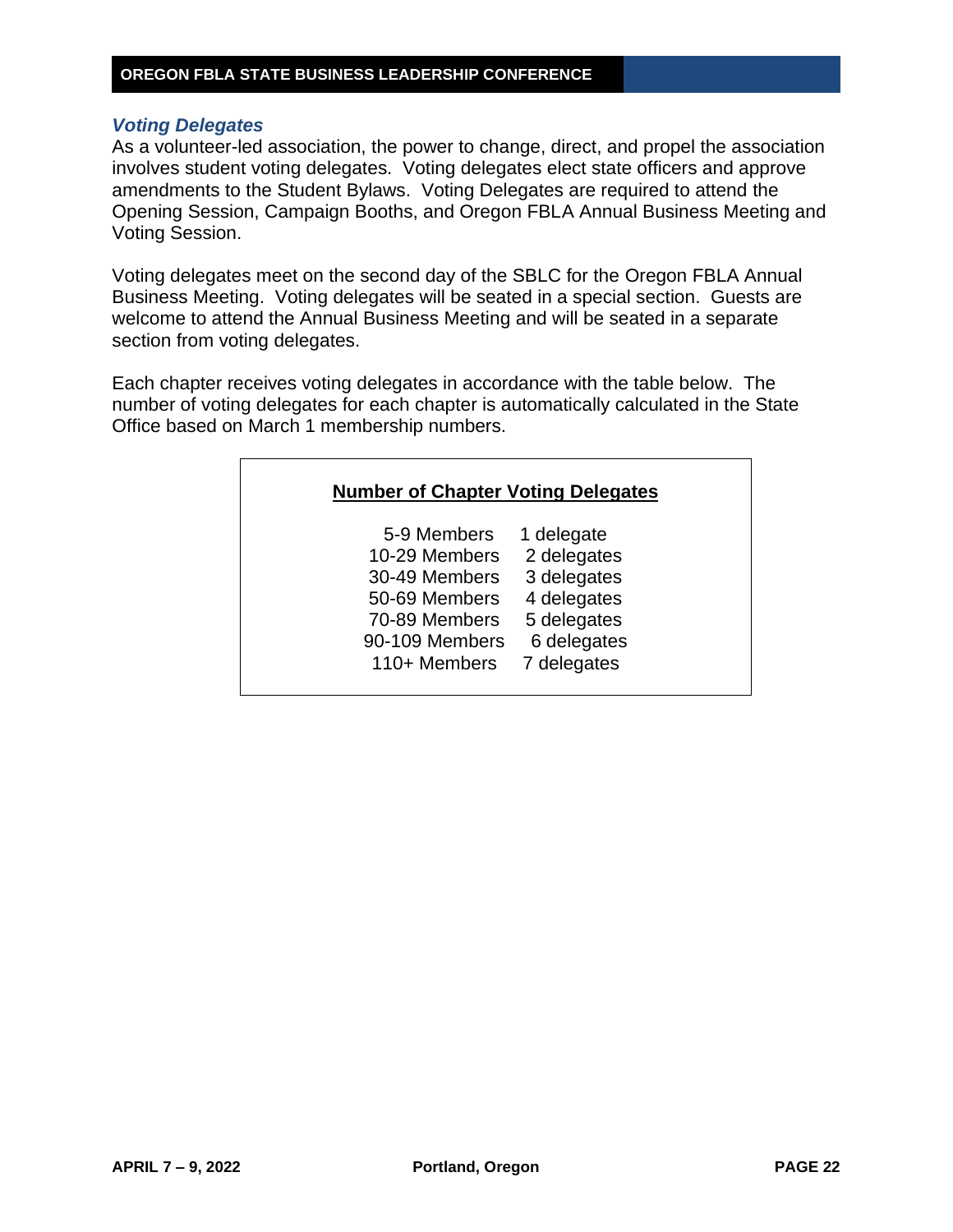### *Voting Delegates*

As a volunteer-led association, the power to change, direct, and propel the association involves student voting delegates. Voting delegates elect state officers and approve amendments to the Student Bylaws. Voting Delegates are required to attend the Opening Session, Campaign Booths, and Oregon FBLA Annual Business Meeting and Voting Session.

Voting delegates meet on the second day of the SBLC for the Oregon FBLA Annual Business Meeting. Voting delegates will be seated in a special section. Guests are welcome to attend the Annual Business Meeting and will be seated in a separate section from voting delegates.

Each chapter receives voting delegates in accordance with the table below. The number of voting delegates for each chapter is automatically calculated in the State Office based on March 1 membership numbers.

**Number of Chapter Voting Delegates**

| Members | Delegates |
|---|---|
| 5-9 Members | 1 delegate |
| 10-29 Members | 2 delegates |
| 30-49 Members | 3 delegates |
| 50-69 Members | 4 delegates |
| 70-89 Members | 5 delegates |
| 90-109 Members | 6 delegates |
| 110+ Members | 7 delegates |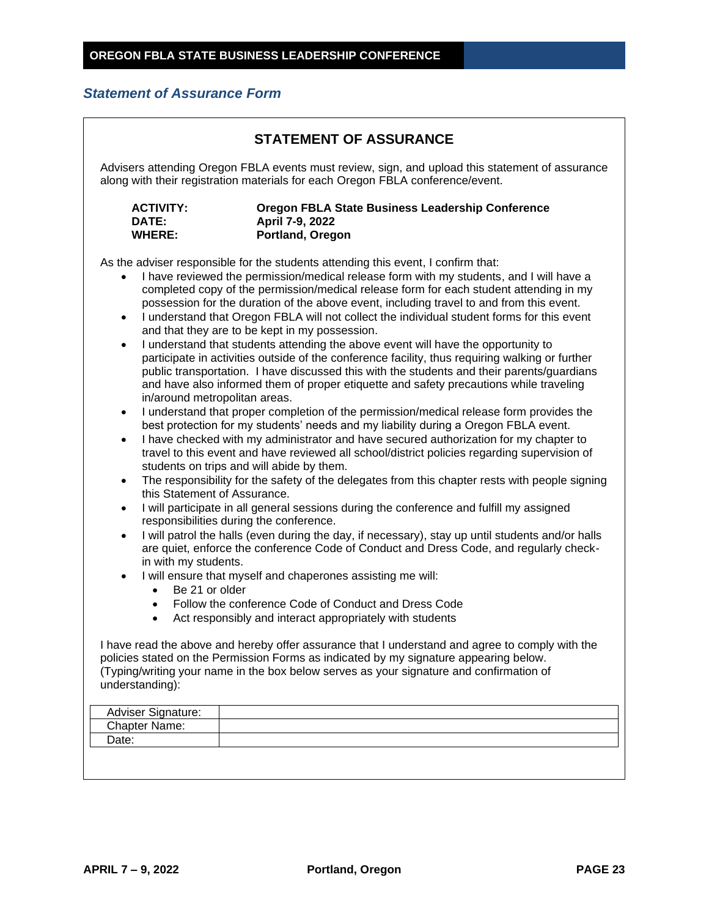## Statement of Assurance Form

### STATEMENT OF ASSURANCE

Advisers attending Oregon FBLA events must review, sign, and upload this statement of assurance along with their registration materials for each Oregon FBLA conference/event.

**ACTIVITY:** **Oregon FBLA State Business Leadership Conference**
**DATE:** **April 7-9, 2022**
**WHERE:** **Portland, Oregon**

As the adviser responsible for the students attending this event, I confirm that:

- I have reviewed the permission/medical release form with my students, and I will have a completed copy of the permission/medical release form for each student attending in my possession for the duration of the above event, including travel to and from this event.
- I understand that Oregon FBLA will not collect the individual student forms for this event and that they are to be kept in my possession.
- I understand that students attending the above event will have the opportunity to participate in activities outside of the conference facility, thus requiring walking or further public transportation. I have discussed this with the students and their parents/guardians and have also informed them of proper etiquette and safety precautions while traveling in/around metropolitan areas.
- I understand that proper completion of the permission/medical release form provides the best protection for my students' needs and my liability during a Oregon FBLA event.
- I have checked with my administrator and have secured authorization for my chapter to travel to this event and have reviewed all school/district policies regarding supervision of students on trips and will abide by them.
- The responsibility for the safety of the delegates from this chapter rests with people signing this Statement of Assurance.
- I will participate in all general sessions during the conference and fulfill my assigned responsibilities during the conference.
- I will patrol the halls (even during the day, if necessary), stay up until students and/or halls are quiet, enforce the conference Code of Conduct and Dress Code, and regularly check-in with my students.
- I will ensure that myself and chaperones assisting me will:
  - Be 21 or older
  - Follow the conference Code of Conduct and Dress Code
  - Act responsibly and interact appropriately with students

I have read the above and hereby offer assurance that I understand and agree to comply with the policies stated on the Permission Forms as indicated by my signature appearing below. (Typing/writing your name in the box below serves as your signature and confirmation of understanding):

| Adviser Signature: | |
|---|---|
| Chapter Name: | |
| Date: | |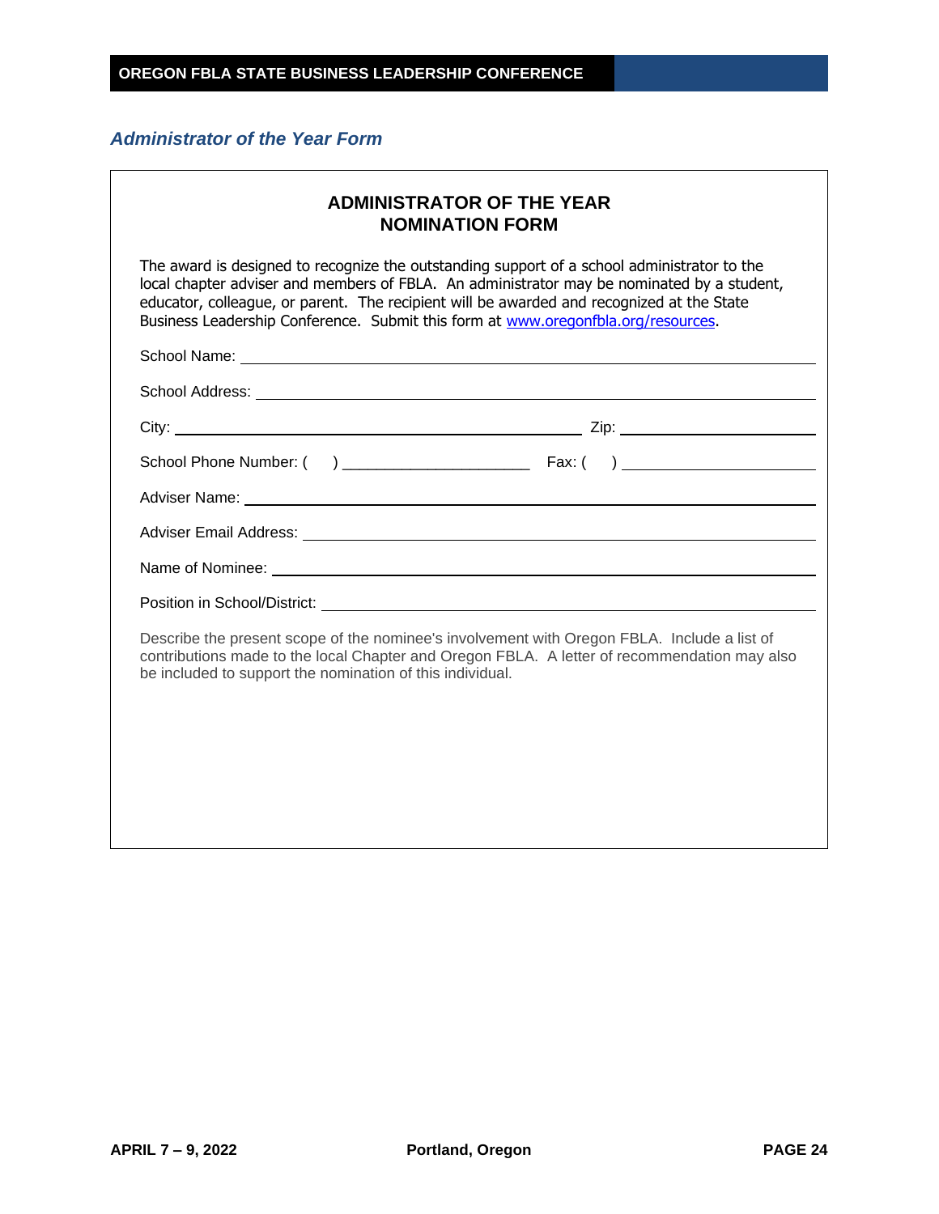## *Administrator of the Year Form*

### ADMINISTRATOR OF THE YEAR NOMINATION FORM

The award is designed to recognize the outstanding support of a school administrator to the local chapter adviser and members of FBLA. An administrator may be nominated by a student, educator, colleague, or parent. The recipient will be awarded and recognized at the State Business Leadership Conference. Submit this form at [www.oregonfbla.org/resources](http://www.oregonfbla.org/resources).

School Name: ______________________________________________

School Address: ______________________________________________

City: ______________________________ Zip: ______________

School Phone Number: (    ) ______________________ Fax: (    ) ______________________

Adviser Name: ______________________________________________

Adviser Email Address: ______________________________________________

Name of Nominee: ______________________________________________

Position in School/District: ______________________________________________

Describe the present scope of the nominee's involvement with Oregon FBLA. Include a list of contributions made to the local Chapter and Oregon FBLA. A letter of recommendation may also be included to support the nomination of this individual.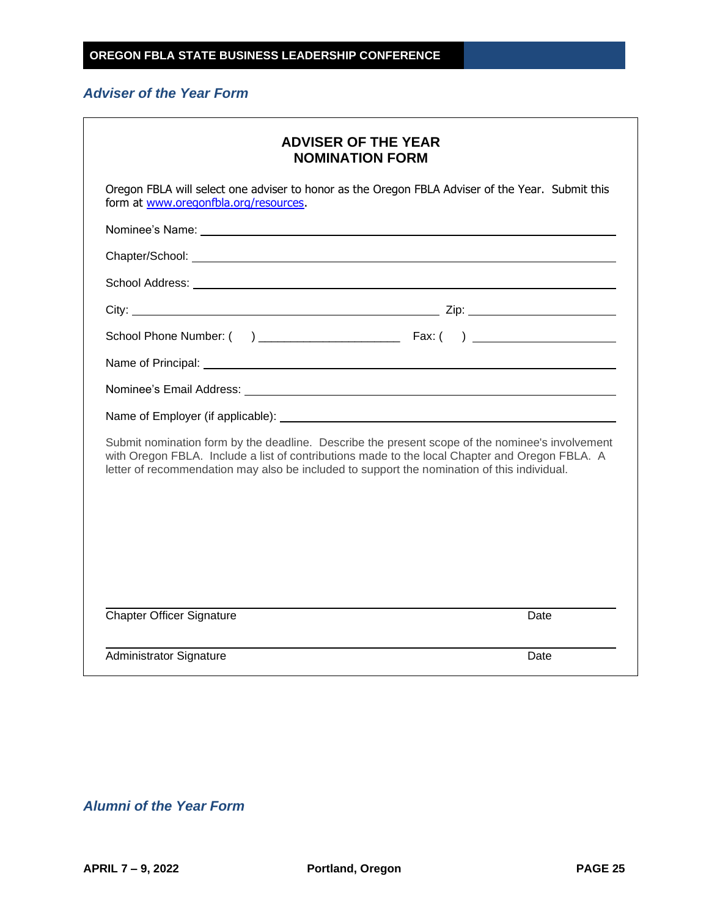## *Adviser of the Year Form*

### ADVISER OF THE YEAR
### NOMINATION FORM

Oregon FBLA will select one adviser to honor as the Oregon FBLA Adviser of the Year. Submit this form at [www.oregonfbla.org/resources](http://www.oregonfbla.org/resources).

Nominee's Name: ______________________________________________

Chapter/School: ______________________________________________

School Address: ______________________________________________

City: ______________________________ Zip: ______________

School Phone Number: (    ) ______________ Fax: (    ) ______________

Name of Principal: ______________________________________________

Nominee's Email Address: ______________________________________________

Name of Employer (if applicable): ______________________________________________

Submit nomination form by the deadline. Describe the present scope of the nominee's involvement with Oregon FBLA. Include a list of contributions made to the local Chapter and Oregon FBLA. A letter of recommendation may also be included to support the nomination of this individual.

______________________________________________

Chapter Officer Signature                                                                 Date

______________________________________________

Administrator Signature                                                                 Date

## *Alumni of the Year Form*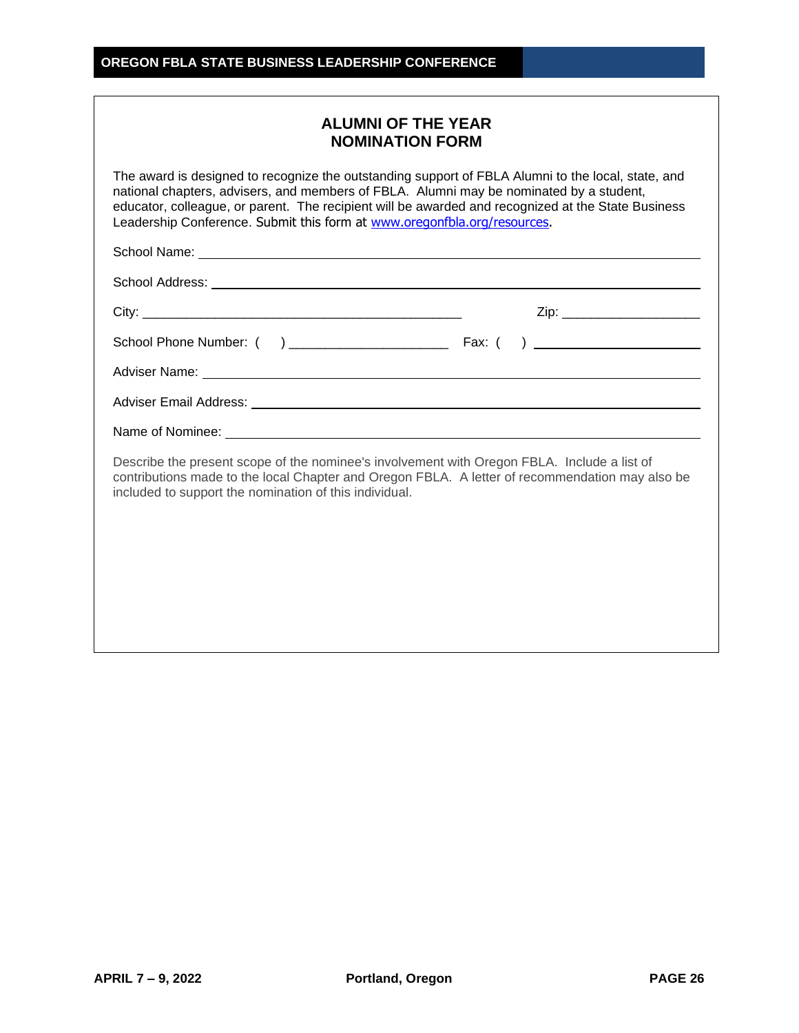## ALUMNI OF THE YEAR
## NOMINATION FORM

The award is designed to recognize the outstanding support of FBLA Alumni to the local, state, and national chapters, advisers, and members of FBLA. Alumni may be nominated by a student, educator, colleague, or parent. The recipient will be awarded and recognized at the State Business Leadership Conference. Submit this form at [www.oregonfbla.org/resources](http://www.oregonfbla.org/resources).

School Name: ______________________________________________

School Address: ______________________________________________

City: ______________________________ Zip: ______________

School Phone Number: ( ) ______________ Fax: ( ) ______________

Adviser Name: ______________________________________________

Adviser Email Address: ______________________________________________

Name of Nominee: ______________________________________________

Describe the present scope of the nominee's involvement with Oregon FBLA. Include a list of contributions made to the local Chapter and Oregon FBLA. A letter of recommendation may also be included to support the nomination of this individual.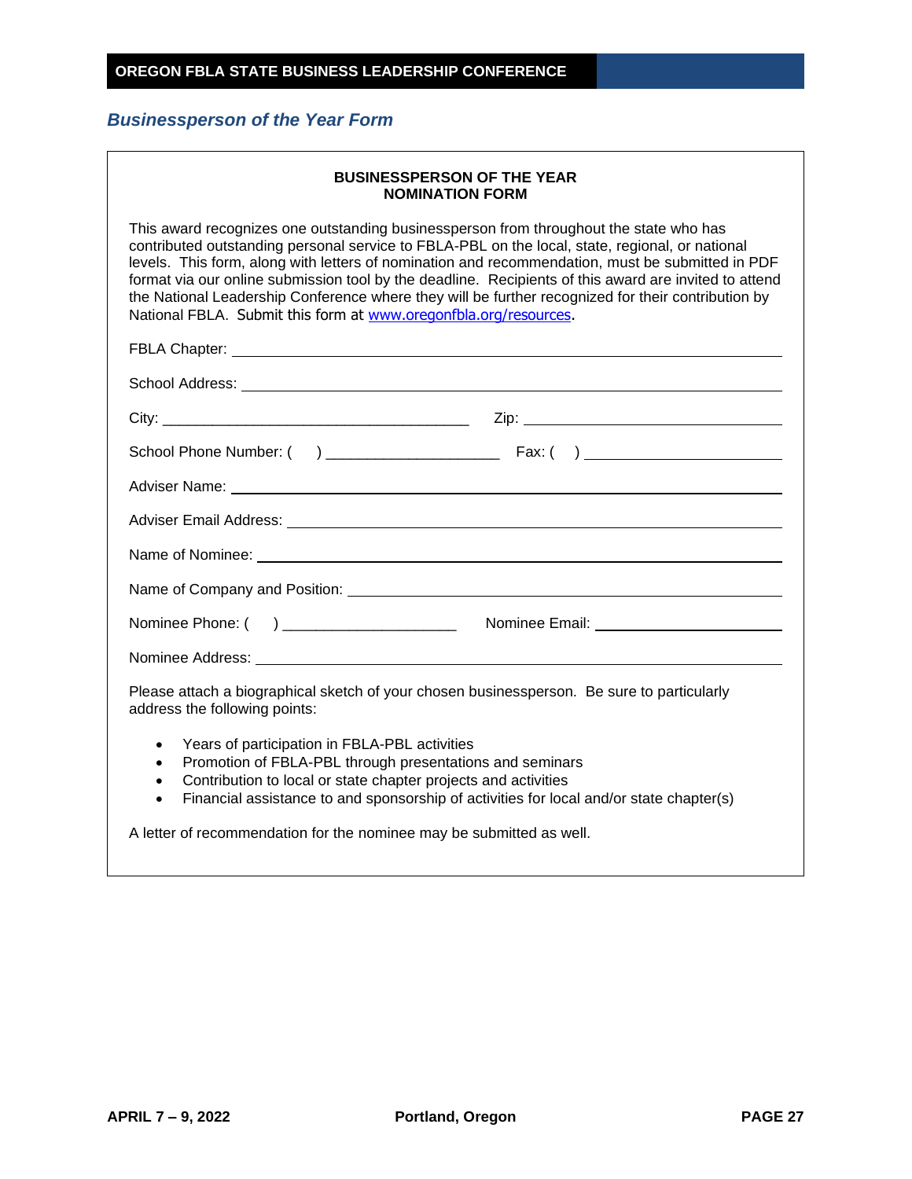## Businessperson of the Year Form

**BUSINESSPERSON OF THE YEAR**
**NOMINATION FORM**

This award recognizes one outstanding businessperson from throughout the state who has contributed outstanding personal service to FBLA-PBL on the local, state, regional, or national levels. This form, along with letters of nomination and recommendation, must be submitted in PDF format via our online submission tool by the deadline. Recipients of this award are invited to attend the National Leadership Conference where they will be further recognized for their contribution by National FBLA. Submit this form at www.oregonfbla.org/resources.

FBLA Chapter: ____________________________________________

School Address: ____________________________________________

City: ______________________________ Zip: ______________________

School Phone Number: (  ) ____________________ Fax: (  ) ____________________

Adviser Name: ____________________________________________

Adviser Email Address: ____________________________________________

Name of Nominee: ____________________________________________

Name of Company and Position: ____________________________________________

Nominee Phone: (  ) ____________________ Nominee Email: ____________________

Nominee Address: ____________________________________________

Please attach a biographical sketch of your chosen businessperson. Be sure to particularly address the following points:

- Years of participation in FBLA-PBL activities
- Promotion of FBLA-PBL through presentations and seminars
- Contribution to local or state chapter projects and activities
- Financial assistance to and sponsorship of activities for local and/or state chapter(s)

A letter of recommendation for the nominee may be submitted as well.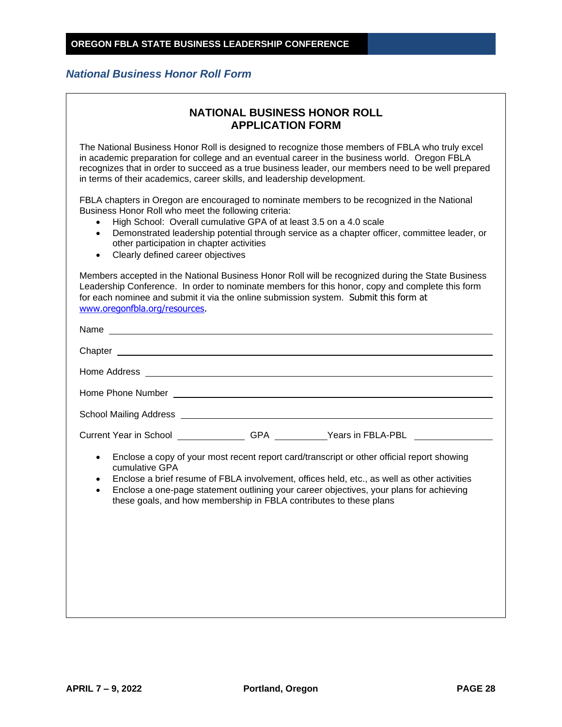## National Business Honor Roll Form

### NATIONAL BUSINESS HONOR ROLL APPLICATION FORM

The National Business Honor Roll is designed to recognize those members of FBLA who truly excel in academic preparation for college and an eventual career in the business world. Oregon FBLA recognizes that in order to succeed as a true business leader, our members need to be well prepared in terms of their academics, career skills, and leadership development.

FBLA chapters in Oregon are encouraged to nominate members to be recognized in the National Business Honor Roll who meet the following criteria:

- High School: Overall cumulative GPA of at least 3.5 on a 4.0 scale
- Demonstrated leadership potential through service as a chapter officer, committee leader, or other participation in chapter activities
- Clearly defined career objectives

Members accepted in the National Business Honor Roll will be recognized during the State Business Leadership Conference. In order to nominate members for this honor, copy and complete this form for each nominee and submit it via the online submission system. Submit this form at [www.oregonfbla.org/resources](http://www.oregonfbla.org/resources).

Name ______________________________________________

Chapter ______________________________________________

Home Address ______________________________________________

Home Phone Number ______________________________________________

School Mailing Address ______________________________________________

Current Year in School ____________ GPA __________ Years in FBLA-PBL ____________

- Enclose a copy of your most recent report card/transcript or other official report showing cumulative GPA
- Enclose a brief resume of FBLA involvement, offices held, etc., as well as other activities
- Enclose a one-page statement outlining your career objectives, your plans for achieving these goals, and how membership in FBLA contributes to these plans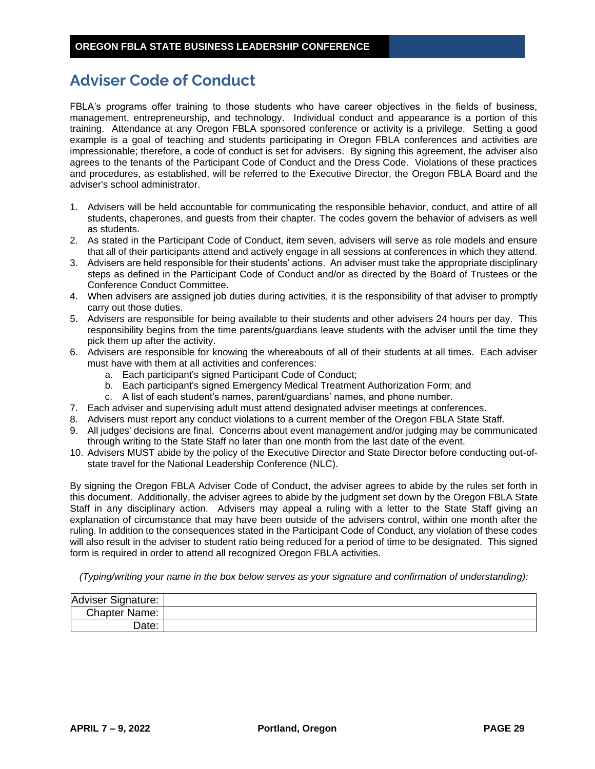# Adviser Code of Conduct

FBLA's programs offer training to those students who have career objectives in the fields of business, management, entrepreneurship, and technology. Individual conduct and appearance is a portion of this training. Attendance at any Oregon FBLA sponsored conference or activity is a privilege. Setting a good example is a goal of teaching and students participating in Oregon FBLA conferences and activities are impressionable; therefore, a code of conduct is set for advisers. By signing this agreement, the adviser also agrees to the tenants of the Participant Code of Conduct and the Dress Code. Violations of these practices and procedures, as established, will be referred to the Executive Director, the Oregon FBLA Board and the adviser's school administrator.

1. Advisers will be held accountable for communicating the responsible behavior, conduct, and attire of all students, chaperones, and guests from their chapter. The codes govern the behavior of advisers as well as students.
2. As stated in the Participant Code of Conduct, item seven, advisers will serve as role models and ensure that all of their participants attend and actively engage in all sessions at conferences in which they attend.
3. Advisers are held responsible for their students' actions. An adviser must take the appropriate disciplinary steps as defined in the Participant Code of Conduct and/or as directed by the Board of Trustees or the Conference Conduct Committee.
4. When advisers are assigned job duties during activities, it is the responsibility of that adviser to promptly carry out those duties.
5. Advisers are responsible for being available to their students and other advisers 24 hours per day. This responsibility begins from the time parents/guardians leave students with the adviser until the time they pick them up after the activity.
6. Advisers are responsible for knowing the whereabouts of all of their students at all times. Each adviser must have with them at all activities and conferences:
   a. Each participant's signed Participant Code of Conduct;
   b. Each participant's signed Emergency Medical Treatment Authorization Form; and
   c. A list of each student's names, parent/guardians' names, and phone number.
7. Each adviser and supervising adult must attend designated adviser meetings at conferences.
8. Advisers must report any conduct violations to a current member of the Oregon FBLA State Staff.
9. All judges' decisions are final. Concerns about event management and/or judging may be communicated through writing to the State Staff no later than one month from the last date of the event.
10. Advisers MUST abide by the policy of the Executive Director and State Director before conducting out-of-state travel for the National Leadership Conference (NLC).

By signing the Oregon FBLA Adviser Code of Conduct, the adviser agrees to abide by the rules set forth in this document. Additionally, the adviser agrees to abide by the judgment set down by the Oregon FBLA State Staff in any disciplinary action. Advisers may appeal a ruling with a letter to the State Staff giving an explanation of circumstance that may have been outside of the advisers control, within one month after the ruling. In addition to the consequences stated in the Participant Code of Conduct, any violation of these codes will also result in the adviser to student ratio being reduced for a period of time to be designated. This signed form is required in order to attend all recognized Oregon FBLA activities.

*(Typing/writing your name in the box below serves as your signature and confirmation of understanding):*

| | |
|---|---|
| Adviser Signature: | |
| Chapter Name: | |
| Date: | |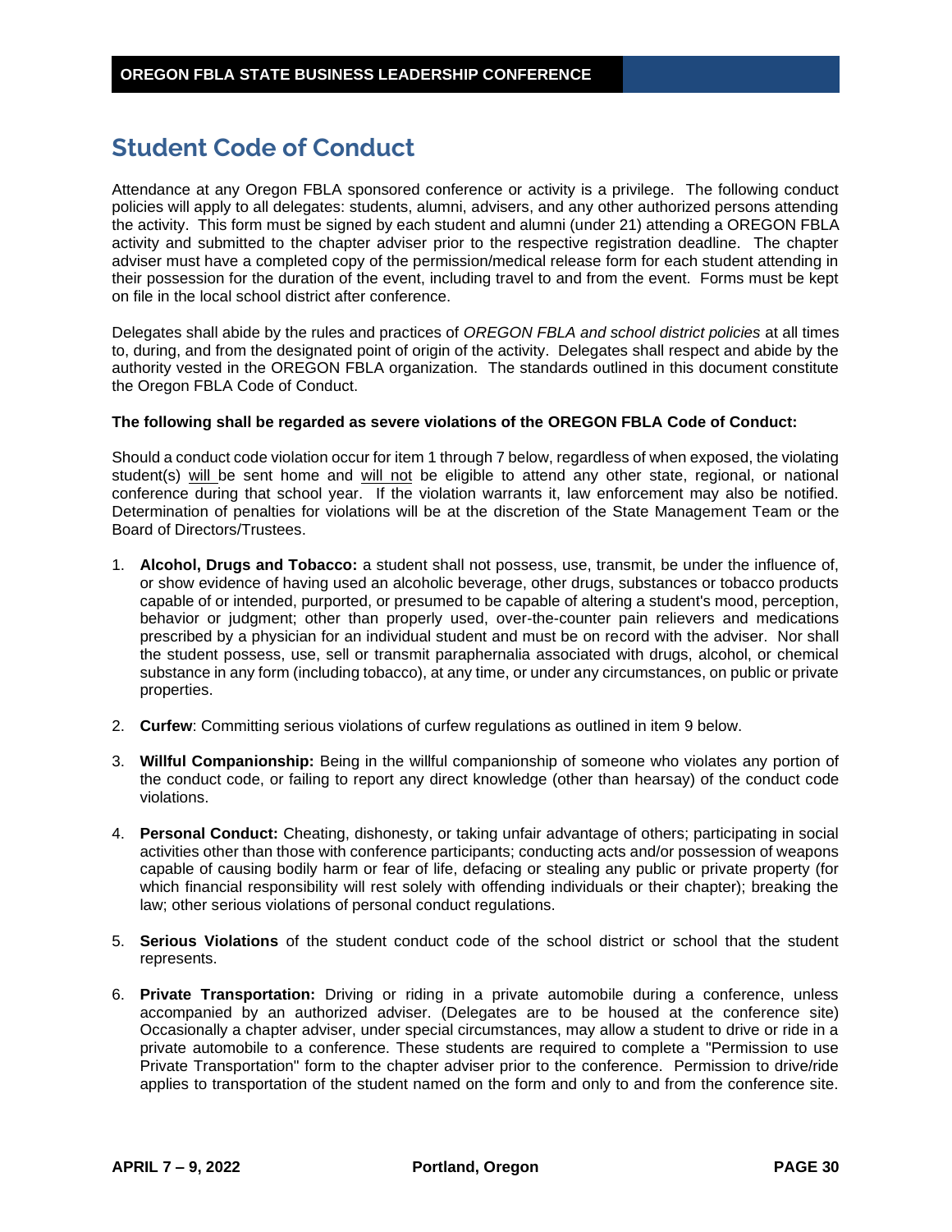# Student Code of Conduct

Attendance at any Oregon FBLA sponsored conference or activity is a privilege. The following conduct policies will apply to all delegates: students, alumni, advisers, and any other authorized persons attending the activity. This form must be signed by each student and alumni (under 21) attending a OREGON FBLA activity and submitted to the chapter adviser prior to the respective registration deadline. The chapter adviser must have a completed copy of the permission/medical release form for each student attending in their possession for the duration of the event, including travel to and from the event. Forms must be kept on file in the local school district after conference.

Delegates shall abide by the rules and practices of *OREGON FBLA and school district policies* at all times to, during, and from the designated point of origin of the activity. Delegates shall respect and abide by the authority vested in the OREGON FBLA organization. The standards outlined in this document constitute the Oregon FBLA Code of Conduct.

**The following shall be regarded as severe violations of the OREGON FBLA Code of Conduct:**

Should a conduct code violation occur for item 1 through 7 below, regardless of when exposed, the violating student(s) <u>will</u> be sent home and <u>will not</u> be eligible to attend any other state, regional, or national conference during that school year. If the violation warrants it, law enforcement may also be notified. Determination of penalties for violations will be at the discretion of the State Management Team or the Board of Directors/Trustees.

1. **Alcohol, Drugs and Tobacco:** a student shall not possess, use, transmit, be under the influence of, or show evidence of having used an alcoholic beverage, other drugs, substances or tobacco products capable of or intended, purported, or presumed to be capable of altering a student's mood, perception, behavior or judgment; other than properly used, over-the-counter pain relievers and medications prescribed by a physician for an individual student and must be on record with the adviser. Nor shall the student possess, use, sell or transmit paraphernalia associated with drugs, alcohol, or chemical substance in any form (including tobacco), at any time, or under any circumstances, on public or private properties.

2. **Curfew**: Committing serious violations of curfew regulations as outlined in item 9 below.

3. **Willful Companionship:** Being in the willful companionship of someone who violates any portion of the conduct code, or failing to report any direct knowledge (other than hearsay) of the conduct code violations.

4. **Personal Conduct:** Cheating, dishonesty, or taking unfair advantage of others; participating in social activities other than those with conference participants; conducting acts and/or possession of weapons capable of causing bodily harm or fear of life, defacing or stealing any public or private property (for which financial responsibility will rest solely with offending individuals or their chapter); breaking the law; other serious violations of personal conduct regulations.

5. **Serious Violations** of the student conduct code of the school district or school that the student represents.

6. **Private Transportation:** Driving or riding in a private automobile during a conference, unless accompanied by an authorized adviser. (Delegates are to be housed at the conference site) Occasionally a chapter adviser, under special circumstances, may allow a student to drive or ride in a private automobile to a conference. These students are required to complete a "Permission to use Private Transportation" form to the chapter adviser prior to the conference. Permission to drive/ride applies to transportation of the student named on the form and only to and from the conference site.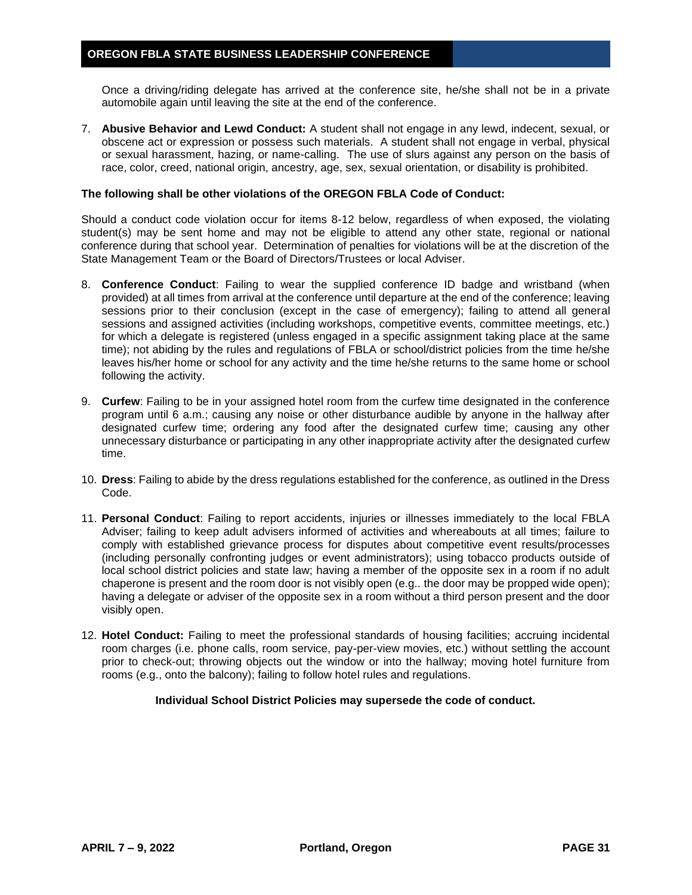Once a driving/riding delegate has arrived at the conference site, he/she shall not be in a private automobile again until leaving the site at the end of the conference.

7. **Abusive Behavior and Lewd Conduct:** A student shall not engage in any lewd, indecent, sexual, or obscene act or expression or possess such materials. A student shall not engage in verbal, physical or sexual harassment, hazing, or name-calling. The use of slurs against any person on the basis of race, color, creed, national origin, ancestry, age, sex, sexual orientation, or disability is prohibited.

**The following shall be other violations of the OREGON FBLA Code of Conduct:**

Should a conduct code violation occur for items 8-12 below, regardless of when exposed, the violating student(s) may be sent home and may not be eligible to attend any other state, regional or national conference during that school year. Determination of penalties for violations will be at the discretion of the State Management Team or the Board of Directors/Trustees or local Adviser.

8. **Conference Conduct**: Failing to wear the supplied conference ID badge and wristband (when provided) at all times from arrival at the conference until departure at the end of the conference; leaving sessions prior to their conclusion (except in the case of emergency); failing to attend all general sessions and assigned activities (including workshops, competitive events, committee meetings, etc.) for which a delegate is registered (unless engaged in a specific assignment taking place at the same time); not abiding by the rules and regulations of FBLA or school/district policies from the time he/she leaves his/her home or school for any activity and the time he/she returns to the same home or school following the activity.

9. **Curfew**: Failing to be in your assigned hotel room from the curfew time designated in the conference program until 6 a.m.; causing any noise or other disturbance audible by anyone in the hallway after designated curfew time; ordering any food after the designated curfew time; causing any other unnecessary disturbance or participating in any other inappropriate activity after the designated curfew time.

10. **Dress**: Failing to abide by the dress regulations established for the conference, as outlined in the Dress Code.

11. **Personal Conduct**: Failing to report accidents, injuries or illnesses immediately to the local FBLA Adviser; failing to keep adult advisers informed of activities and whereabouts at all times; failure to comply with established grievance process for disputes about competitive event results/processes (including personally confronting judges or event administrators); using tobacco products outside of local school district policies and state law; having a member of the opposite sex in a room if no adult chaperone is present and the room door is not visibly open (e.g.. the door may be propped wide open); having a delegate or adviser of the opposite sex in a room without a third person present and the door visibly open.

12. **Hotel Conduct:** Failing to meet the professional standards of housing facilities; accruing incidental room charges (i.e. phone calls, room service, pay-per-view movies, etc.) without settling the account prior to check-out; throwing objects out the window or into the hallway; moving hotel furniture from rooms (e.g., onto the balcony); failing to follow hotel rules and regulations.

**Individual School District Policies may supersede the code of conduct.**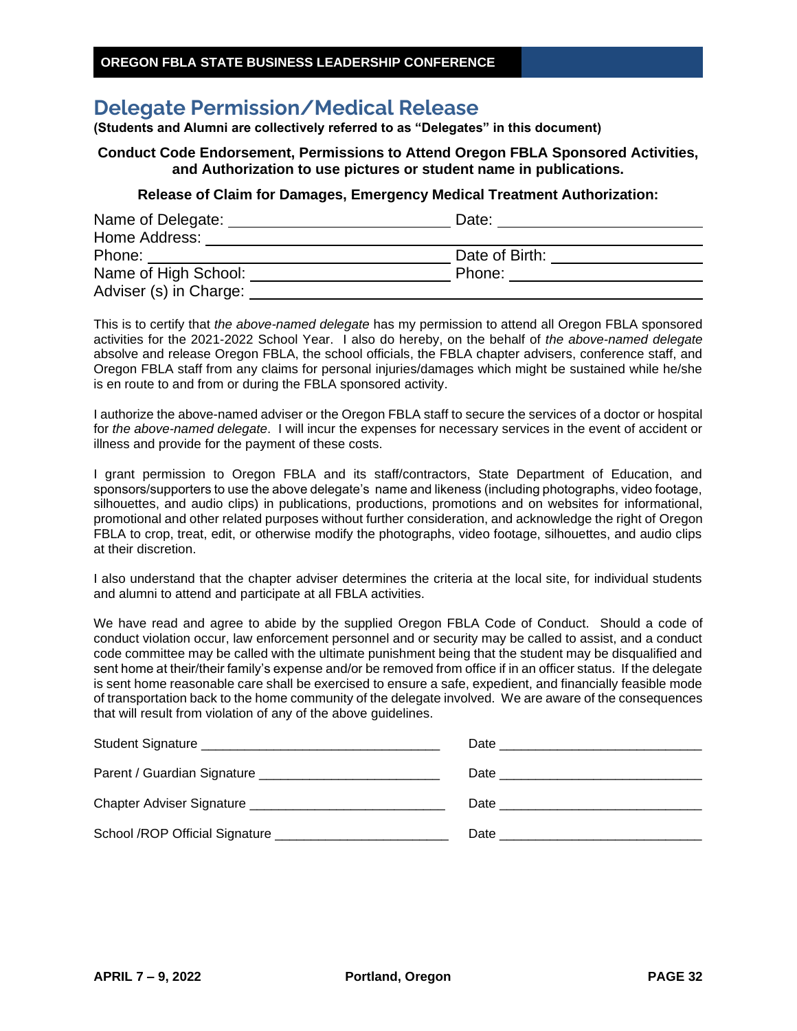# Delegate Permission/Medical Release

**(Students and Alumni are collectively referred to as "Delegates" in this document)**

**Conduct Code Endorsement, Permissions to Attend Oregon FBLA Sponsored Activities, and Authorization to use pictures or student name in publications.**

**Release of Claim for Damages, Emergency Medical Treatment Authorization:**

Name of Delegate: ___________________________ Date: ___________________________

Home Address: ___________________________________________________________

Phone: ___________________________ Date of Birth: ___________________________

Name of High School: ___________________________ Phone: ___________________________

Adviser (s) in Charge: ___________________________________________________________

This is to certify that *the above-named delegate* has my permission to attend all Oregon FBLA sponsored activities for the 2021-2022 School Year. I also do hereby, on the behalf of *the above-named delegate* absolve and release Oregon FBLA, the school officials, the FBLA chapter advisers, conference staff, and Oregon FBLA staff from any claims for personal injuries/damages which might be sustained while he/she is en route to and from or during the FBLA sponsored activity.

I authorize the above-named adviser or the Oregon FBLA staff to secure the services of a doctor or hospital for *the above-named delegate*. I will incur the expenses for necessary services in the event of accident or illness and provide for the payment of these costs.

I grant permission to Oregon FBLA and its staff/contractors, State Department of Education, and sponsors/supporters to use the above delegate's name and likeness (including photographs, video footage, silhouettes, and audio clips) in publications, productions, promotions and on websites for informational, promotional and other related purposes without further consideration, and acknowledge the right of Oregon FBLA to crop, treat, edit, or otherwise modify the photographs, video footage, silhouettes, and audio clips at their discretion.

I also understand that the chapter adviser determines the criteria at the local site, for individual students and alumni to attend and participate at all FBLA activities.

We have read and agree to abide by the supplied Oregon FBLA Code of Conduct. Should a code of conduct violation occur, law enforcement personnel and or security may be called to assist, and a conduct code committee may be called with the ultimate punishment being that the student may be disqualified and sent home at their/their family's expense and/or be removed from office if in an officer status. If the delegate is sent home reasonable care shall be exercised to ensure a safe, expedient, and financially feasible mode of transportation back to the home community of the delegate involved. We are aware of the consequences that will result from violation of any of the above guidelines.

Student Signature ________________________________ Date ___________________________

Parent / Guardian Signature ________________________ Date ___________________________

Chapter Adviser Signature __________________________ Date ___________________________

School /ROP Official Signature ______________________ Date ___________________________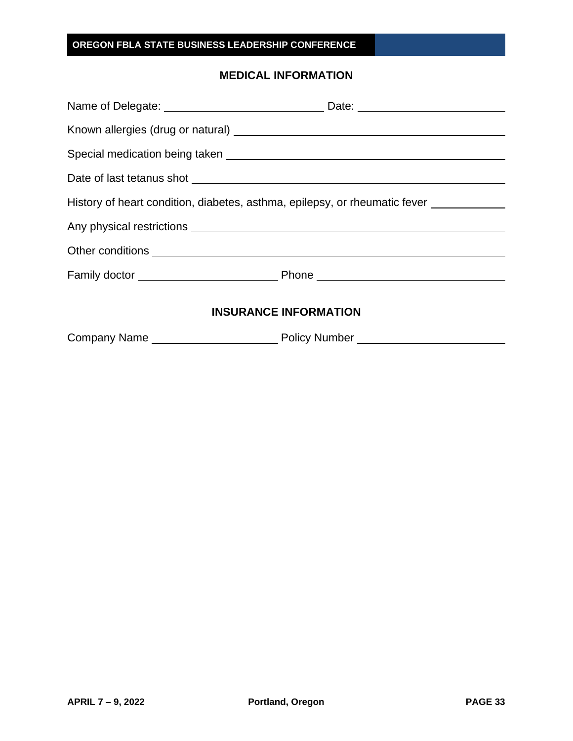## MEDICAL INFORMATION

Name of Delegate: ______________________ Date: ______________________

Known allergies (drug or natural) ______________________________________

Special medication being taken ______________________________________

Date of last tetanus shot ______________________________________

History of heart condition, diabetes, asthma, epilepsy, or rheumatic fever __________

Any physical restrictions ______________________________________

Other conditions ______________________________________

Family doctor ______________________ Phone ______________________

## INSURANCE INFORMATION

Company Name ______________________ Policy Number ______________________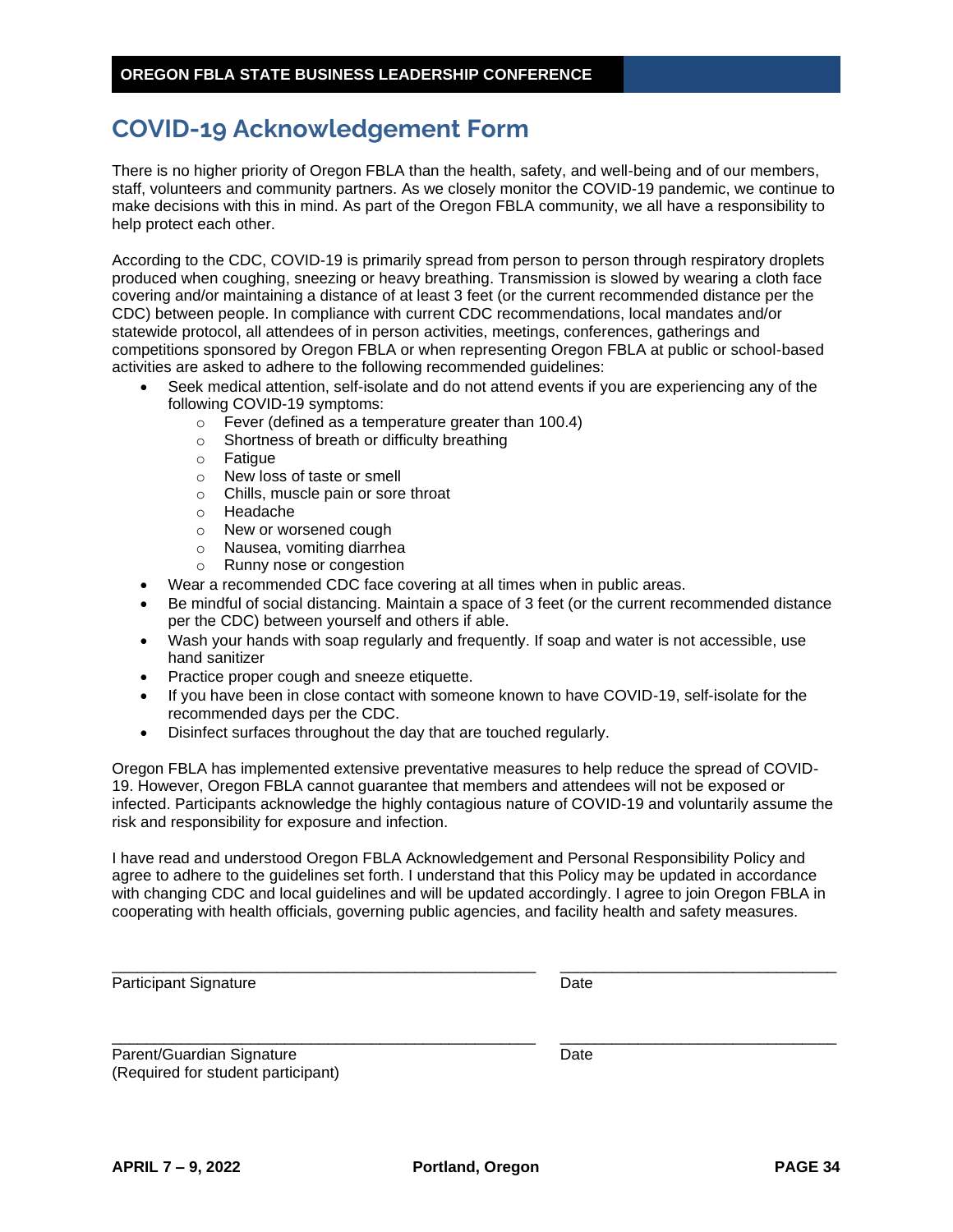# COVID-19 Acknowledgement Form

There is no higher priority of Oregon FBLA than the health, safety, and well-being and of our members, staff, volunteers and community partners. As we closely monitor the COVID-19 pandemic, we continue to make decisions with this in mind. As part of the Oregon FBLA community, we all have a responsibility to help protect each other.

According to the CDC, COVID-19 is primarily spread from person to person through respiratory droplets produced when coughing, sneezing or heavy breathing. Transmission is slowed by wearing a cloth face covering and/or maintaining a distance of at least 3 feet (or the current recommended distance per the CDC) between people. In compliance with current CDC recommendations, local mandates and/or statewide protocol, all attendees of in person activities, meetings, conferences, gatherings and competitions sponsored by Oregon FBLA or when representing Oregon FBLA at public or school-based activities are asked to adhere to the following recommended guidelines:

- Seek medical attention, self-isolate and do not attend events if you are experiencing any of the following COVID-19 symptoms:
  - Fever (defined as a temperature greater than 100.4)
  - Shortness of breath or difficulty breathing
  - Fatigue
  - New loss of taste or smell
  - Chills, muscle pain or sore throat
  - Headache
  - New or worsened cough
  - Nausea, vomiting diarrhea
  - Runny nose or congestion
- Wear a recommended CDC face covering at all times when in public areas.
- Be mindful of social distancing. Maintain a space of 3 feet (or the current recommended distance per the CDC) between yourself and others if able.
- Wash your hands with soap regularly and frequently. If soap and water is not accessible, use hand sanitizer
- Practice proper cough and sneeze etiquette.
- If you have been in close contact with someone known to have COVID-19, self-isolate for the recommended days per the CDC.
- Disinfect surfaces throughout the day that are touched regularly.

Oregon FBLA has implemented extensive preventative measures to help reduce the spread of COVID-19. However, Oregon FBLA cannot guarantee that members and attendees will not be exposed or infected. Participants acknowledge the highly contagious nature of COVID-19 and voluntarily assume the risk and responsibility for exposure and infection.

I have read and understood Oregon FBLA Acknowledgement and Personal Responsibility Policy and agree to adhere to the guidelines set forth. I understand that this Policy may be updated in accordance with changing CDC and local guidelines and will be updated accordingly. I agree to join Oregon FBLA in cooperating with health officials, governing public agencies, and facility health and safety measures.

\_\_\_\_\_\_\_\_\_\_\_\_\_\_\_\_\_\_\_\_\_\_\_\_\_\_\_\_\_\_\_\_\_\_\_\_\_\_\_\_ \_\_\_\_\_\_\_\_\_\_\_\_\_\_\_\_\_\_\_\_\_\_\_\_\_\_

Participant Signature Date

\_\_\_\_\_\_\_\_\_\_\_\_\_\_\_\_\_\_\_\_\_\_\_\_\_\_\_\_\_\_\_\_\_\_\_\_\_\_\_\_ \_\_\_\_\_\_\_\_\_\_\_\_\_\_\_\_\_\_\_\_\_\_\_\_\_\_

Parent/Guardian Signature Date
(Required for student participant)